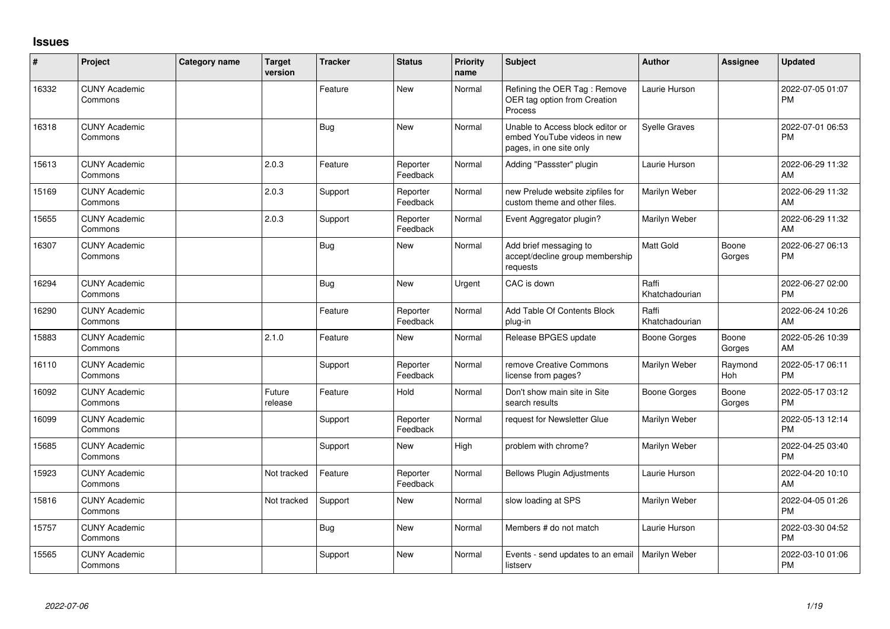# Issues

| # | Project | Category name | Target version | Tracker | Status | Priority name | Subject | Author | Assignee | Updated |
|---|---|---|---|---|---|---|---|---|---|---|
| 16332 | CUNY Academic Commons | | | Feature | New | Normal | Refining the OER Tag : Remove OER tag option from Creation Process | Laurie Hurson | | 2022-07-05 01:07 PM |
| 16318 | CUNY Academic Commons | | | Bug | New | Normal | Unable to Access block editor or embed YouTube videos in new pages, in one site only | Syelle Graves | | 2022-07-01 06:53 PM |
| 15613 | CUNY Academic Commons | | 2.0.3 | Feature | Reporter Feedback | Normal | Adding "Passster" plugin | Laurie Hurson | | 2022-06-29 11:32 AM |
| 15169 | CUNY Academic Commons | | 2.0.3 | Support | Reporter Feedback | Normal | new Prelude website zipfiles for custom theme and other files. | Marilyn Weber | | 2022-06-29 11:32 AM |
| 15655 | CUNY Academic Commons | | 2.0.3 | Support | Reporter Feedback | Normal | Event Aggregator plugin? | Marilyn Weber | | 2022-06-29 11:32 AM |
| 16307 | CUNY Academic Commons | | | Bug | New | Normal | Add brief messaging to accept/decline group membership requests | Matt Gold | Boone Gorges | 2022-06-27 06:13 PM |
| 16294 | CUNY Academic Commons | | | Bug | New | Urgent | CAC is down | Raffi Khatchadourian | | 2022-06-27 02:00 PM |
| 16290 | CUNY Academic Commons | | | Feature | Reporter Feedback | Normal | Add Table Of Contents Block plug-in | Raffi Khatchadourian | | 2022-06-24 10:26 AM |
| 15883 | CUNY Academic Commons | | 2.1.0 | Feature | New | Normal | Release BPGES update | Boone Gorges | Boone Gorges | 2022-05-26 10:39 AM |
| 16110 | CUNY Academic Commons | | | Support | Reporter Feedback | Normal | remove Creative Commons license from pages? | Marilyn Weber | Raymond Hoh | 2022-05-17 06:11 PM |
| 16092 | CUNY Academic Commons | | Future release | Feature | Hold | Normal | Don't show main site in Site search results | Boone Gorges | Boone Gorges | 2022-05-17 03:12 PM |
| 16099 | CUNY Academic Commons | | | Support | Reporter Feedback | Normal | request for Newsletter Glue | Marilyn Weber | | 2022-05-13 12:14 PM |
| 15685 | CUNY Academic Commons | | | Support | New | High | problem with chrome? | Marilyn Weber | | 2022-04-25 03:40 PM |
| 15923 | CUNY Academic Commons | | Not tracked | Feature | Reporter Feedback | Normal | Bellows Plugin Adjustments | Laurie Hurson | | 2022-04-20 10:10 AM |
| 15816 | CUNY Academic Commons | | Not tracked | Support | New | Normal | slow loading at SPS | Marilyn Weber | | 2022-04-05 01:26 PM |
| 15757 | CUNY Academic Commons | | | Bug | New | Normal | Members # do not match | Laurie Hurson | | 2022-03-30 04:52 PM |
| 15565 | CUNY Academic Commons | | | Support | New | Normal | Events - send updates to an email listserv | Marilyn Weber | | 2022-03-10 01:06 PM |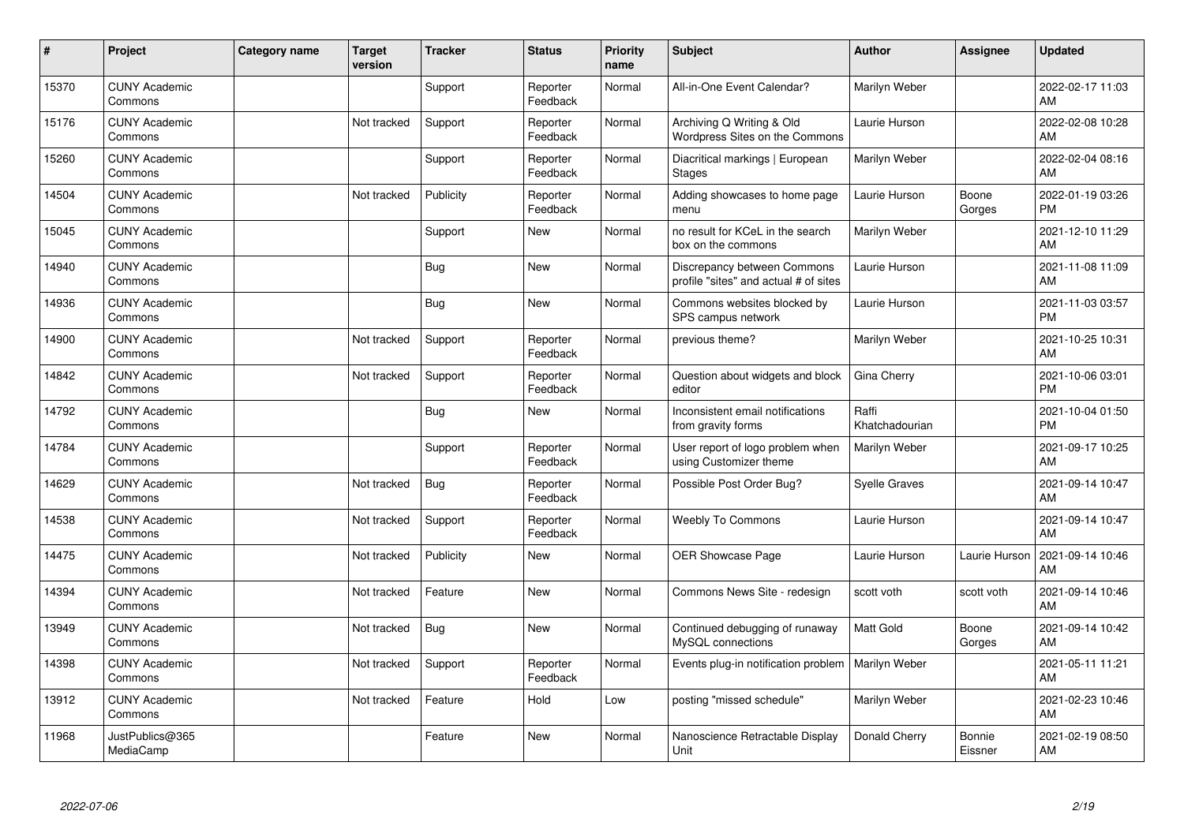| # | Project | Category name | Target version | Tracker | Status | Priority name | Subject | Author | Assignee | Updated |
|---|---|---|---|---|---|---|---|---|---|---|
| 15370 | CUNY Academic Commons | | | Support | Reporter Feedback | Normal | All-in-One Event Calendar? | Marilyn Weber | | 2022-02-17 11:03 AM |
| 15176 | CUNY Academic Commons | | Not tracked | Support | Reporter Feedback | Normal | Archiving Q Writing & Old Wordpress Sites on the Commons | Laurie Hurson | | 2022-02-08 10:28 AM |
| 15260 | CUNY Academic Commons | | | Support | Reporter Feedback | Normal | Diacritical markings \| European Stages | Marilyn Weber | | 2022-02-04 08:16 AM |
| 14504 | CUNY Academic Commons | | Not tracked | Publicity | Reporter Feedback | Normal | Adding showcases to home page menu | Laurie Hurson | Boone Gorges | 2022-01-19 03:26 PM |
| 15045 | CUNY Academic Commons | | | Support | New | Normal | no result for KCeL in the search box on the commons | Marilyn Weber | | 2021-12-10 11:29 AM |
| 14940 | CUNY Academic Commons | | | Bug | New | Normal | Discrepancy between Commons profile "sites" and actual # of sites | Laurie Hurson | | 2021-11-08 11:09 AM |
| 14936 | CUNY Academic Commons | | | Bug | New | Normal | Commons websites blocked by SPS campus network | Laurie Hurson | | 2021-11-03 03:57 PM |
| 14900 | CUNY Academic Commons | | Not tracked | Support | Reporter Feedback | Normal | previous theme? | Marilyn Weber | | 2021-10-25 10:31 AM |
| 14842 | CUNY Academic Commons | | Not tracked | Support | Reporter Feedback | Normal | Question about widgets and block editor | Gina Cherry | | 2021-10-06 03:01 PM |
| 14792 | CUNY Academic Commons | | | Bug | New | Normal | Inconsistent email notifications from gravity forms | Raffi Khatchadourian | | 2021-10-04 01:50 PM |
| 14784 | CUNY Academic Commons | | | Support | Reporter Feedback | Normal | User report of logo problem when using Customizer theme | Marilyn Weber | | 2021-09-17 10:25 AM |
| 14629 | CUNY Academic Commons | | Not tracked | Bug | Reporter Feedback | Normal | Possible Post Order Bug? | Syelle Graves | | 2021-09-14 10:47 AM |
| 14538 | CUNY Academic Commons | | Not tracked | Support | Reporter Feedback | Normal | Weebly To Commons | Laurie Hurson | | 2021-09-14 10:47 AM |
| 14475 | CUNY Academic Commons | | Not tracked | Publicity | New | Normal | OER Showcase Page | Laurie Hurson | Laurie Hurson | 2021-09-14 10:46 AM |
| 14394 | CUNY Academic Commons | | Not tracked | Feature | New | Normal | Commons News Site - redesign | scott voth | scott voth | 2021-09-14 10:46 AM |
| 13949 | CUNY Academic Commons | | Not tracked | Bug | New | Normal | Continued debugging of runaway MySQL connections | Matt Gold | Boone Gorges | 2021-09-14 10:42 AM |
| 14398 | CUNY Academic Commons | | Not tracked | Support | Reporter Feedback | Normal | Events plug-in notification problem | Marilyn Weber | | 2021-05-11 11:21 AM |
| 13912 | CUNY Academic Commons | | Not tracked | Feature | Hold | Low | posting "missed schedule" | Marilyn Weber | | 2021-02-23 10:46 AM |
| 11968 | JustPublics@365 MediaCamp | | | Feature | New | Normal | Nanoscience Retractable Display Unit | Donald Cherry | Bonnie Eissner | 2021-02-19 08:50 AM |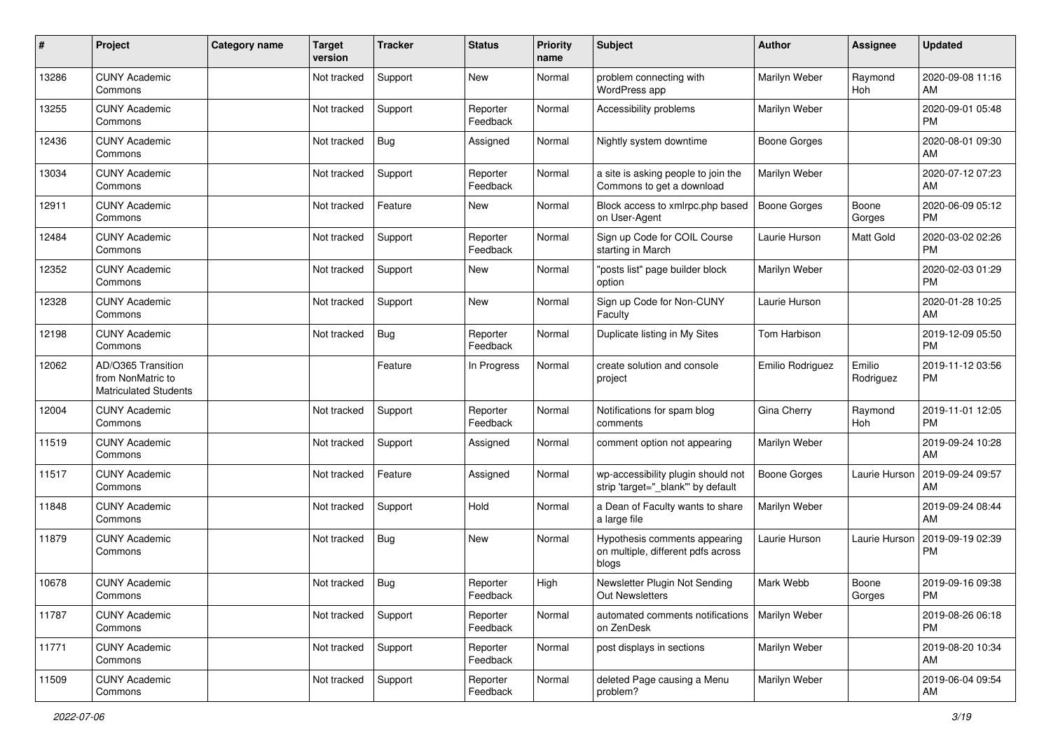| # | Project | Category name | Target version | Tracker | Status | Priority name | Subject | Author | Assignee | Updated |
|---|---|---|---|---|---|---|---|---|---|---|
| 13286 | CUNY Academic Commons | | Not tracked | Support | New | Normal | problem connecting with WordPress app | Marilyn Weber | Raymond Hoh | 2020-09-08 11:16 AM |
| 13255 | CUNY Academic Commons | | Not tracked | Support | Reporter Feedback | Normal | Accessibility problems | Marilyn Weber | | 2020-09-01 05:48 PM |
| 12436 | CUNY Academic Commons | | Not tracked | Bug | Assigned | Normal | Nightly system downtime | Boone Gorges | | 2020-08-01 09:30 AM |
| 13034 | CUNY Academic Commons | | Not tracked | Support | Reporter Feedback | Normal | a site is asking people to join the Commons to get a download | Marilyn Weber | | 2020-07-12 07:23 AM |
| 12911 | CUNY Academic Commons | | Not tracked | Feature | New | Normal | Block access to xmlrpc.php based on User-Agent | Boone Gorges | Boone Gorges | 2020-06-09 05:12 PM |
| 12484 | CUNY Academic Commons | | Not tracked | Support | Reporter Feedback | Normal | Sign up Code for COIL Course starting in March | Laurie Hurson | Matt Gold | 2020-03-02 02:26 PM |
| 12352 | CUNY Academic Commons | | Not tracked | Support | New | Normal | "posts list" page builder block option | Marilyn Weber | | 2020-02-03 01:29 PM |
| 12328 | CUNY Academic Commons | | Not tracked | Support | New | Normal | Sign up Code for Non-CUNY Faculty | Laurie Hurson | | 2020-01-28 10:25 AM |
| 12198 | CUNY Academic Commons | | Not tracked | Bug | Reporter Feedback | Normal | Duplicate listing in My Sites | Tom Harbison | | 2019-12-09 05:50 PM |
| 12062 | AD/O365 Transition from NonMatric to Matriculated Students | | | Feature | In Progress | Normal | create solution and console project | Emilio Rodriguez | Emilio Rodriguez | 2019-11-12 03:56 PM |
| 12004 | CUNY Academic Commons | | Not tracked | Support | Reporter Feedback | Normal | Notifications for spam blog comments | Gina Cherry | Raymond Hoh | 2019-11-01 12:05 PM |
| 11519 | CUNY Academic Commons | | Not tracked | Support | Assigned | Normal | comment option not appearing | Marilyn Weber | | 2019-09-24 10:28 AM |
| 11517 | CUNY Academic Commons | | Not tracked | Feature | Assigned | Normal | wp-accessibility plugin should not strip 'target="_blank"' by default | Boone Gorges | Laurie Hurson | 2019-09-24 09:57 AM |
| 11848 | CUNY Academic Commons | | Not tracked | Support | Hold | Normal | a Dean of Faculty wants to share a large file | Marilyn Weber | | 2019-09-24 08:44 AM |
| 11879 | CUNY Academic Commons | | Not tracked | Bug | New | Normal | Hypothesis comments appearing on multiple, different pdfs across blogs | Laurie Hurson | Laurie Hurson | 2019-09-19 02:39 PM |
| 10678 | CUNY Academic Commons | | Not tracked | Bug | Reporter Feedback | High | Newsletter Plugin Not Sending Out Newsletters | Mark Webb | Boone Gorges | 2019-09-16 09:38 PM |
| 11787 | CUNY Academic Commons | | Not tracked | Support | Reporter Feedback | Normal | automated comments notifications on ZenDesk | Marilyn Weber | | 2019-08-26 06:18 PM |
| 11771 | CUNY Academic Commons | | Not tracked | Support | Reporter Feedback | Normal | post displays in sections | Marilyn Weber | | 2019-08-20 10:34 AM |
| 11509 | CUNY Academic Commons | | Not tracked | Support | Reporter Feedback | Normal | deleted Page causing a Menu problem? | Marilyn Weber | | 2019-06-04 09:54 AM |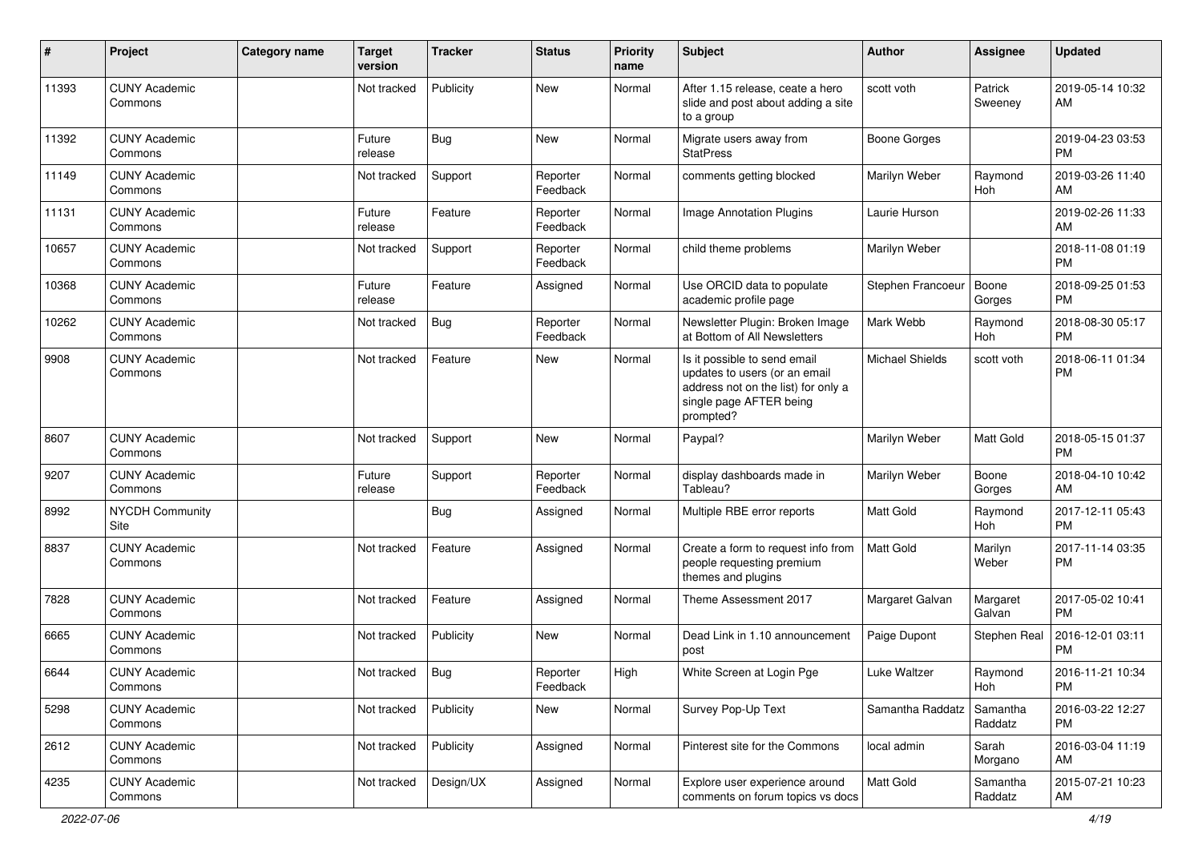| # | Project | Category name | Target version | Tracker | Status | Priority name | Subject | Author | Assignee | Updated |
|---|---|---|---|---|---|---|---|---|---|---|
| 11393 | CUNY Academic Commons | | Not tracked | Publicity | New | Normal | After 1.15 release, ceate a hero slide and post about adding a site to a group | scott voth | Patrick Sweeney | 2019-05-14 10:32 AM |
| 11392 | CUNY Academic Commons | | Future release | Bug | New | Normal | Migrate users away from StatPress | Boone Gorges | | 2019-04-23 03:53 PM |
| 11149 | CUNY Academic Commons | | Not tracked | Support | Reporter Feedback | Normal | comments getting blocked | Marilyn Weber | Raymond Hoh | 2019-03-26 11:40 AM |
| 11131 | CUNY Academic Commons | | Future release | Feature | Reporter Feedback | Normal | Image Annotation Plugins | Laurie Hurson | | 2019-02-26 11:33 AM |
| 10657 | CUNY Academic Commons | | Not tracked | Support | Reporter Feedback | Normal | child theme problems | Marilyn Weber | | 2018-11-08 01:19 PM |
| 10368 | CUNY Academic Commons | | Future release | Feature | Assigned | Normal | Use ORCID data to populate academic profile page | Stephen Francoeur | Boone Gorges | 2018-09-25 01:53 PM |
| 10262 | CUNY Academic Commons | | Not tracked | Bug | Reporter Feedback | Normal | Newsletter Plugin: Broken Image at Bottom of All Newsletters | Mark Webb | Raymond Hoh | 2018-08-30 05:17 PM |
| 9908 | CUNY Academic Commons | | Not tracked | Feature | New | Normal | Is it possible to send email updates to users (or an email address not on the list) for only a single page AFTER being prompted? | Michael Shields | scott voth | 2018-06-11 01:34 PM |
| 8607 | CUNY Academic Commons | | Not tracked | Support | New | Normal | Paypal? | Marilyn Weber | Matt Gold | 2018-05-15 01:37 PM |
| 9207 | CUNY Academic Commons | | Future release | Support | Reporter Feedback | Normal | display dashboards made in Tableau? | Marilyn Weber | Boone Gorges | 2018-04-10 10:42 AM |
| 8992 | NYCDH Community Site | | | Bug | Assigned | Normal | Multiple RBE error reports | Matt Gold | Raymond Hoh | 2017-12-11 05:43 PM |
| 8837 | CUNY Academic Commons | | Not tracked | Feature | Assigned | Normal | Create a form to request info from people requesting premium themes and plugins | Matt Gold | Marilyn Weber | 2017-11-14 03:35 PM |
| 7828 | CUNY Academic Commons | | Not tracked | Feature | Assigned | Normal | Theme Assessment 2017 | Margaret Galvan | Margaret Galvan | 2017-05-02 10:41 PM |
| 6665 | CUNY Academic Commons | | Not tracked | Publicity | New | Normal | Dead Link in 1.10 announcement post | Paige Dupont | Stephen Real | 2016-12-01 03:11 PM |
| 6644 | CUNY Academic Commons | | Not tracked | Bug | Reporter Feedback | High | White Screen at Login Pge | Luke Waltzer | Raymond Hoh | 2016-11-21 10:34 PM |
| 5298 | CUNY Academic Commons | | Not tracked | Publicity | New | Normal | Survey Pop-Up Text | Samantha Raddatz | Samantha Raddatz | 2016-03-22 12:27 PM |
| 2612 | CUNY Academic Commons | | Not tracked | Publicity | Assigned | Normal | Pinterest site for the Commons | local admin | Sarah Morgano | 2016-03-04 11:19 AM |
| 4235 | CUNY Academic Commons | | Not tracked | Design/UX | Assigned | Normal | Explore user experience around comments on forum topics vs docs | Matt Gold | Samantha Raddatz | 2015-07-21 10:23 AM |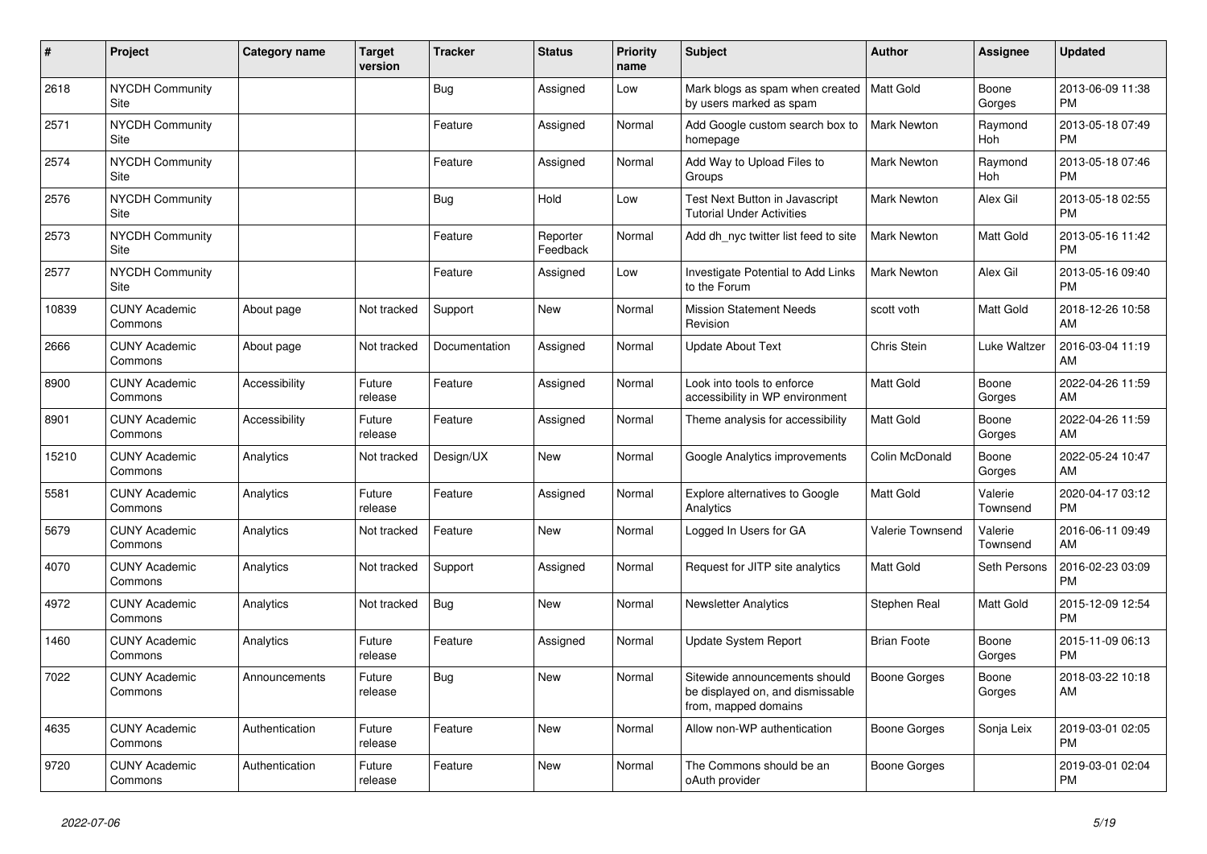| # | Project | Category name | Target version | Tracker | Status | Priority name | Subject | Author | Assignee | Updated |
|---|---|---|---|---|---|---|---|---|---|---|
| 2618 | NYCDH Community Site | | | Bug | Assigned | Low | Mark blogs as spam when created by users marked as spam | Matt Gold | Boone Gorges | 2013-06-09 11:38 PM |
| 2571 | NYCDH Community Site | | | Feature | Assigned | Normal | Add Google custom search box to homepage | Mark Newton | Raymond Hoh | 2013-05-18 07:49 PM |
| 2574 | NYCDH Community Site | | | Feature | Assigned | Normal | Add Way to Upload Files to Groups | Mark Newton | Raymond Hoh | 2013-05-18 07:46 PM |
| 2576 | NYCDH Community Site | | | Bug | Hold | Low | Test Next Button in Javascript Tutorial Under Activities | Mark Newton | Alex Gil | 2013-05-18 02:55 PM |
| 2573 | NYCDH Community Site | | | Feature | Reporter Feedback | Normal | Add dh_nyc twitter list feed to site | Mark Newton | Matt Gold | 2013-05-16 11:42 PM |
| 2577 | NYCDH Community Site | | | Feature | Assigned | Low | Investigate Potential to Add Links to the Forum | Mark Newton | Alex Gil | 2013-05-16 09:40 PM |
| 10839 | CUNY Academic Commons | About page | Not tracked | Support | New | Normal | Mission Statement Needs Revision | scott voth | Matt Gold | 2018-12-26 10:58 AM |
| 2666 | CUNY Academic Commons | About page | Not tracked | Documentation | Assigned | Normal | Update About Text | Chris Stein | Luke Waltzer | 2016-03-04 11:19 AM |
| 8900 | CUNY Academic Commons | Accessibility | Future release | Feature | Assigned | Normal | Look into tools to enforce accessibility in WP environment | Matt Gold | Boone Gorges | 2022-04-26 11:59 AM |
| 8901 | CUNY Academic Commons | Accessibility | Future release | Feature | Assigned | Normal | Theme analysis for accessibility | Matt Gold | Boone Gorges | 2022-04-26 11:59 AM |
| 15210 | CUNY Academic Commons | Analytics | Not tracked | Design/UX | New | Normal | Google Analytics improvements | Colin McDonald | Boone Gorges | 2022-05-24 10:47 AM |
| 5581 | CUNY Academic Commons | Analytics | Future release | Feature | Assigned | Normal | Explore alternatives to Google Analytics | Matt Gold | Valerie Townsend | 2020-04-17 03:12 PM |
| 5679 | CUNY Academic Commons | Analytics | Not tracked | Feature | New | Normal | Logged In Users for GA | Valerie Townsend | Valerie Townsend | 2016-06-11 09:49 AM |
| 4070 | CUNY Academic Commons | Analytics | Not tracked | Support | Assigned | Normal | Request for JITP site analytics | Matt Gold | Seth Persons | 2016-02-23 03:09 PM |
| 4972 | CUNY Academic Commons | Analytics | Not tracked | Bug | New | Normal | Newsletter Analytics | Stephen Real | Matt Gold | 2015-12-09 12:54 PM |
| 1460 | CUNY Academic Commons | Analytics | Future release | Feature | Assigned | Normal | Update System Report | Brian Foote | Boone Gorges | 2015-11-09 06:13 PM |
| 7022 | CUNY Academic Commons | Announcements | Future release | Bug | New | Normal | Sitewide announcements should be displayed on, and dismissable from, mapped domains | Boone Gorges | Boone Gorges | 2018-03-22 10:18 AM |
| 4635 | CUNY Academic Commons | Authentication | Future release | Feature | New | Normal | Allow non-WP authentication | Boone Gorges | Sonja Leix | 2019-03-01 02:05 PM |
| 9720 | CUNY Academic Commons | Authentication | Future release | Feature | New | Normal | The Commons should be an oAuth provider | Boone Gorges | | 2019-03-01 02:04 PM |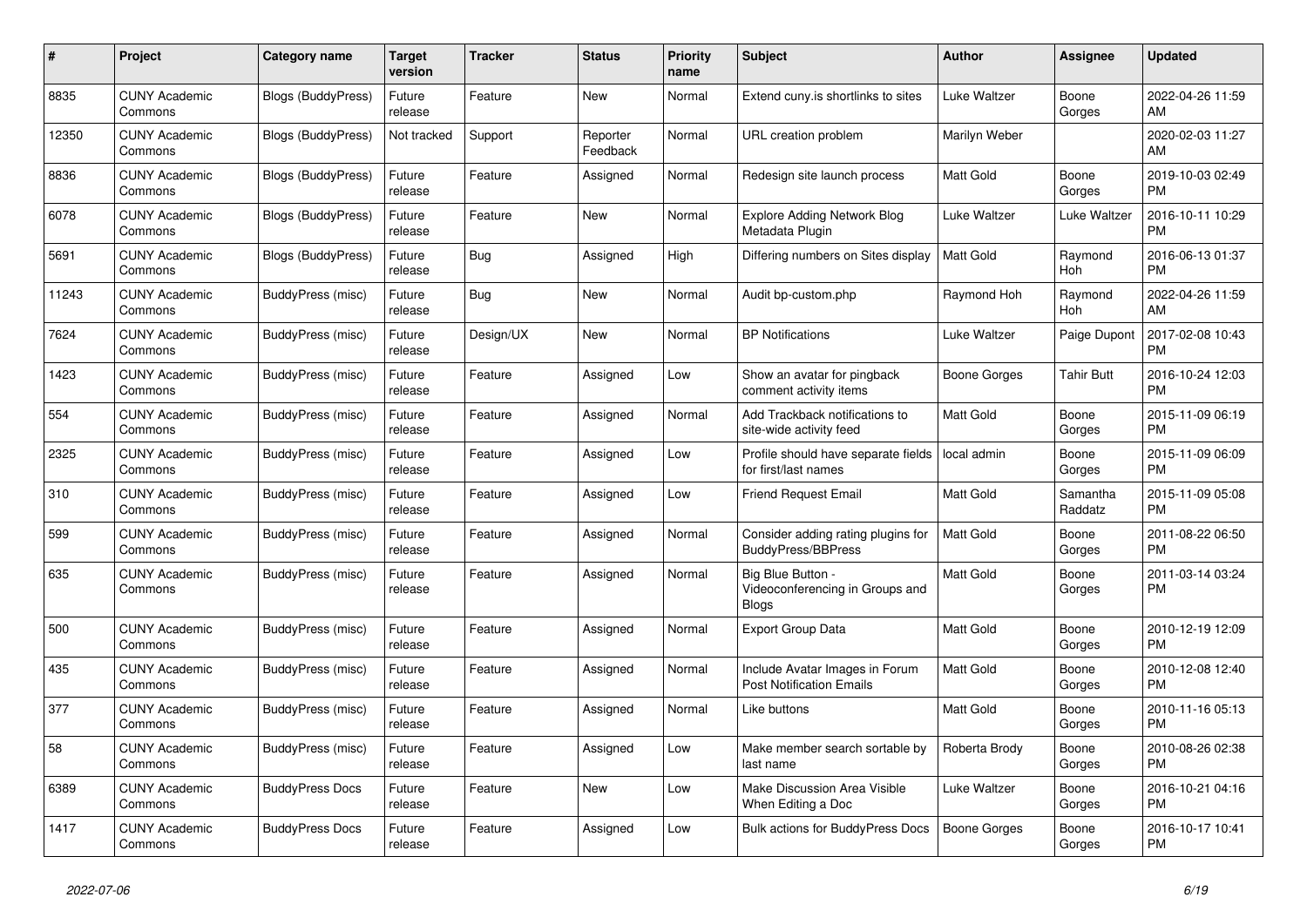| # | Project | Category name | Target version | Tracker | Status | Priority name | Subject | Author | Assignee | Updated |
|---|---|---|---|---|---|---|---|---|---|---|
| 8835 | CUNY Academic Commons | Blogs (BuddyPress) | Future release | Feature | New | Normal | Extend cuny.is shortlinks to sites | Luke Waltzer | Boone Gorges | 2022-04-26 11:59 AM |
| 12350 | CUNY Academic Commons | Blogs (BuddyPress) | Not tracked | Support | Reporter Feedback | Normal | URL creation problem | Marilyn Weber | | 2020-02-03 11:27 AM |
| 8836 | CUNY Academic Commons | Blogs (BuddyPress) | Future release | Feature | Assigned | Normal | Redesign site launch process | Matt Gold | Boone Gorges | 2019-10-03 02:49 PM |
| 6078 | CUNY Academic Commons | Blogs (BuddyPress) | Future release | Feature | New | Normal | Explore Adding Network Blog Metadata Plugin | Luke Waltzer | Luke Waltzer | 2016-10-11 10:29 PM |
| 5691 | CUNY Academic Commons | Blogs (BuddyPress) | Future release | Bug | Assigned | High | Differing numbers on Sites display | Matt Gold | Raymond Hoh | 2016-06-13 01:37 PM |
| 11243 | CUNY Academic Commons | BuddyPress (misc) | Future release | Bug | New | Normal | Audit bp-custom.php | Raymond Hoh | Raymond Hoh | 2022-04-26 11:59 AM |
| 7624 | CUNY Academic Commons | BuddyPress (misc) | Future release | Design/UX | New | Normal | BP Notifications | Luke Waltzer | Paige Dupont | 2017-02-08 10:43 PM |
| 1423 | CUNY Academic Commons | BuddyPress (misc) | Future release | Feature | Assigned | Low | Show an avatar for pingback comment activity items | Boone Gorges | Tahir Butt | 2016-10-24 12:03 PM |
| 554 | CUNY Academic Commons | BuddyPress (misc) | Future release | Feature | Assigned | Normal | Add Trackback notifications to site-wide activity feed | Matt Gold | Boone Gorges | 2015-11-09 06:19 PM |
| 2325 | CUNY Academic Commons | BuddyPress (misc) | Future release | Feature | Assigned | Low | Profile should have separate fields for first/last names | local admin | Boone Gorges | 2015-11-09 06:09 PM |
| 310 | CUNY Academic Commons | BuddyPress (misc) | Future release | Feature | Assigned | Low | Friend Request Email | Matt Gold | Samantha Raddatz | 2015-11-09 05:08 PM |
| 599 | CUNY Academic Commons | BuddyPress (misc) | Future release | Feature | Assigned | Normal | Consider adding rating plugins for BuddyPress/BBPress | Matt Gold | Boone Gorges | 2011-08-22 06:50 PM |
| 635 | CUNY Academic Commons | BuddyPress (misc) | Future release | Feature | Assigned | Normal | Big Blue Button - Videoconferencing in Groups and Blogs | Matt Gold | Boone Gorges | 2011-03-14 03:24 PM |
| 500 | CUNY Academic Commons | BuddyPress (misc) | Future release | Feature | Assigned | Normal | Export Group Data | Matt Gold | Boone Gorges | 2010-12-19 12:09 PM |
| 435 | CUNY Academic Commons | BuddyPress (misc) | Future release | Feature | Assigned | Normal | Include Avatar Images in Forum Post Notification Emails | Matt Gold | Boone Gorges | 2010-12-08 12:40 PM |
| 377 | CUNY Academic Commons | BuddyPress (misc) | Future release | Feature | Assigned | Normal | Like buttons | Matt Gold | Boone Gorges | 2010-11-16 05:13 PM |
| 58 | CUNY Academic Commons | BuddyPress (misc) | Future release | Feature | Assigned | Low | Make member search sortable by last name | Roberta Brody | Boone Gorges | 2010-08-26 02:38 PM |
| 6389 | CUNY Academic Commons | BuddyPress Docs | Future release | Feature | New | Low | Make Discussion Area Visible When Editing a Doc | Luke Waltzer | Boone Gorges | 2016-10-21 04:16 PM |
| 1417 | CUNY Academic Commons | BuddyPress Docs | Future release | Feature | Assigned | Low | Bulk actions for BuddyPress Docs | Boone Gorges | Boone Gorges | 2016-10-17 10:41 PM |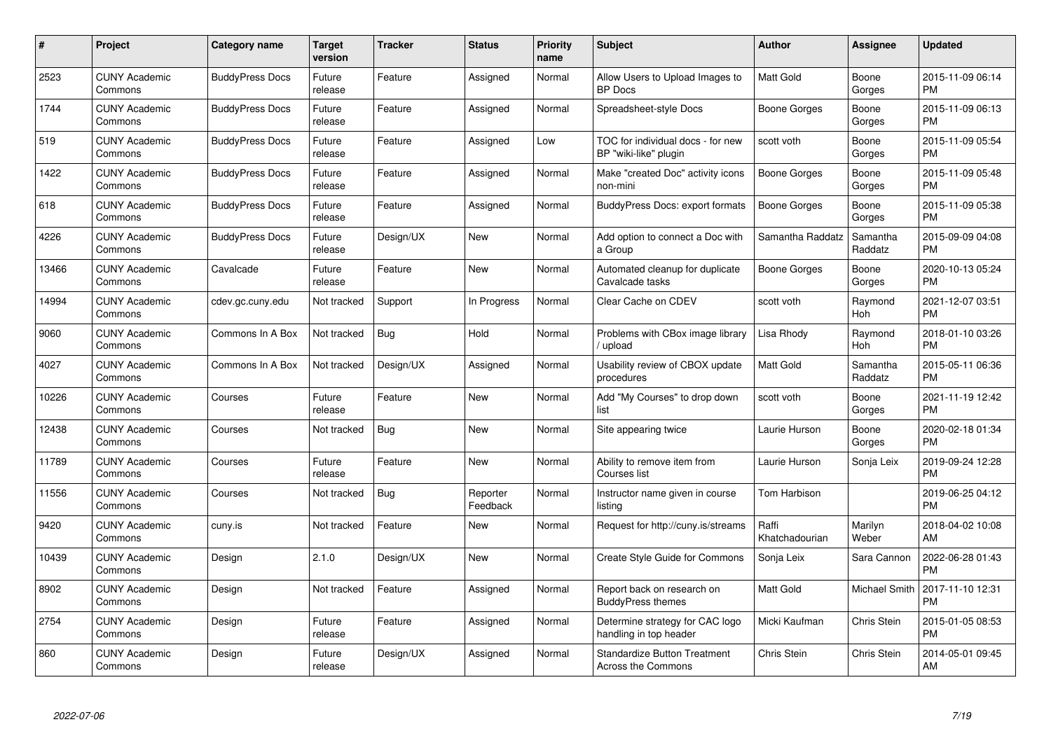| # | Project | Category name | Target version | Tracker | Status | Priority name | Subject | Author | Assignee | Updated |
|---|---|---|---|---|---|---|---|---|---|---|
| 2523 | CUNY Academic Commons | BuddyPress Docs | Future release | Feature | Assigned | Normal | Allow Users to Upload Images to BP Docs | Matt Gold | Boone Gorges | 2015-11-09 06:14 PM |
| 1744 | CUNY Academic Commons | BuddyPress Docs | Future release | Feature | Assigned | Normal | Spreadsheet-style Docs | Boone Gorges | Boone Gorges | 2015-11-09 06:13 PM |
| 519 | CUNY Academic Commons | BuddyPress Docs | Future release | Feature | Assigned | Low | TOC for individual docs - for new BP "wiki-like" plugin | scott voth | Boone Gorges | 2015-11-09 05:54 PM |
| 1422 | CUNY Academic Commons | BuddyPress Docs | Future release | Feature | Assigned | Normal | Make "created Doc" activity icons non-mini | Boone Gorges | Boone Gorges | 2015-11-09 05:48 PM |
| 618 | CUNY Academic Commons | BuddyPress Docs | Future release | Feature | Assigned | Normal | BuddyPress Docs: export formats | Boone Gorges | Boone Gorges | 2015-11-09 05:38 PM |
| 4226 | CUNY Academic Commons | BuddyPress Docs | Future release | Design/UX | New | Normal | Add option to connect a Doc with a Group | Samantha Raddatz | Samantha Raddatz | 2015-09-09 04:08 PM |
| 13466 | CUNY Academic Commons | Cavalcade | Future release | Feature | New | Normal | Automated cleanup for duplicate Cavalcade tasks | Boone Gorges | Boone Gorges | 2020-10-13 05:24 PM |
| 14994 | CUNY Academic Commons | cdev.gc.cuny.edu | Not tracked | Support | In Progress | Normal | Clear Cache on CDEV | scott voth | Raymond Hoh | 2021-12-07 03:51 PM |
| 9060 | CUNY Academic Commons | Commons In A Box | Not tracked | Bug | Hold | Normal | Problems with CBox image library / upload | Lisa Rhody | Raymond Hoh | 2018-01-10 03:26 PM |
| 4027 | CUNY Academic Commons | Commons In A Box | Not tracked | Design/UX | Assigned | Normal | Usability review of CBOX update procedures | Matt Gold | Samantha Raddatz | 2015-05-11 06:36 PM |
| 10226 | CUNY Academic Commons | Courses | Future release | Feature | New | Normal | Add "My Courses" to drop down list | scott voth | Boone Gorges | 2021-11-19 12:42 PM |
| 12438 | CUNY Academic Commons | Courses | Not tracked | Bug | New | Normal | Site appearing twice | Laurie Hurson | Boone Gorges | 2020-02-18 01:34 PM |
| 11789 | CUNY Academic Commons | Courses | Future release | Feature | New | Normal | Ability to remove item from Courses list | Laurie Hurson | Sonja Leix | 2019-09-24 12:28 PM |
| 11556 | CUNY Academic Commons | Courses | Not tracked | Bug | Reporter Feedback | Normal | Instructor name given in course listing | Tom Harbison | | 2019-06-25 04:12 PM |
| 9420 | CUNY Academic Commons | cuny.is | Not tracked | Feature | New | Normal | Request for http://cuny.is/streams | Raffi Khatchadourian | Marilyn Weber | 2018-04-02 10:08 AM |
| 10439 | CUNY Academic Commons | Design | 2.1.0 | Design/UX | New | Normal | Create Style Guide for Commons | Sonja Leix | Sara Cannon | 2022-06-28 01:43 PM |
| 8902 | CUNY Academic Commons | Design | Not tracked | Feature | Assigned | Normal | Report back on research on BuddyPress themes | Matt Gold | Michael Smith | 2017-11-10 12:31 PM |
| 2754 | CUNY Academic Commons | Design | Future release | Feature | Assigned | Normal | Determine strategy for CAC logo handling in top header | Micki Kaufman | Chris Stein | 2015-01-05 08:53 PM |
| 860 | CUNY Academic Commons | Design | Future release | Design/UX | Assigned | Normal | Standardize Button Treatment Across the Commons | Chris Stein | Chris Stein | 2014-05-01 09:45 AM |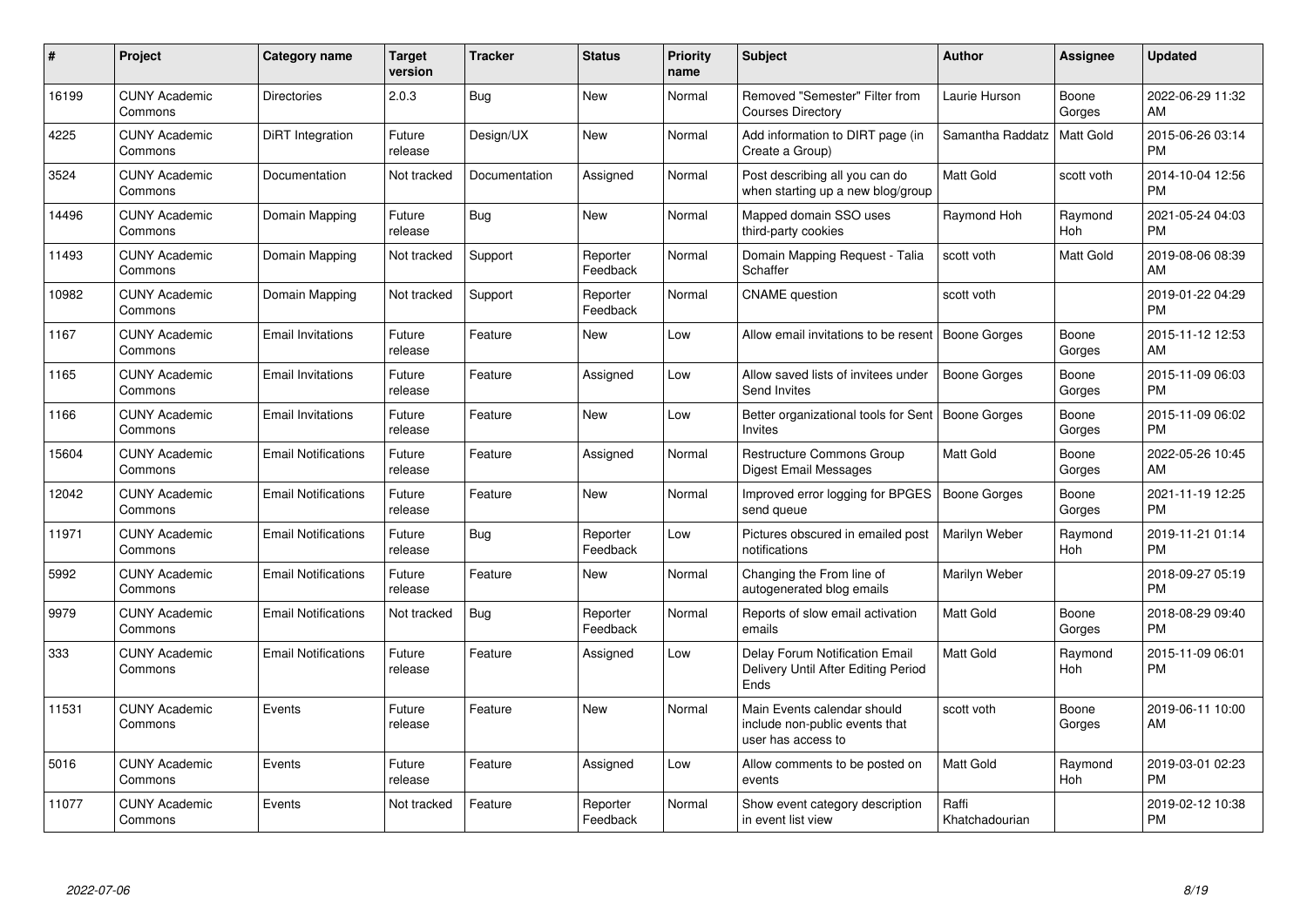| # | Project | Category name | Target version | Tracker | Status | Priority name | Subject | Author | Assignee | Updated |
|---|---|---|---|---|---|---|---|---|---|---|
| 16199 | CUNY Academic Commons | Directories | 2.0.3 | Bug | New | Normal | Removed "Semester" Filter from Courses Directory | Laurie Hurson | Boone Gorges | 2022-06-29 11:32 AM |
| 4225 | CUNY Academic Commons | DiRT Integration | Future release | Design/UX | New | Normal | Add information to DIRT page (in Create a Group) | Samantha Raddatz | Matt Gold | 2015-06-26 03:14 PM |
| 3524 | CUNY Academic Commons | Documentation | Not tracked | Documentation | Assigned | Normal | Post describing all you can do when starting up a new blog/group | Matt Gold | scott voth | 2014-10-04 12:56 PM |
| 14496 | CUNY Academic Commons | Domain Mapping | Future release | Bug | New | Normal | Mapped domain SSO uses third-party cookies | Raymond Hoh | Raymond Hoh | 2021-05-24 04:03 PM |
| 11493 | CUNY Academic Commons | Domain Mapping | Not tracked | Support | Reporter Feedback | Normal | Domain Mapping Request - Talia Schaffer | scott voth | Matt Gold | 2019-08-06 08:39 AM |
| 10982 | CUNY Academic Commons | Domain Mapping | Not tracked | Support | Reporter Feedback | Normal | CNAME question | scott voth | | 2019-01-22 04:29 PM |
| 1167 | CUNY Academic Commons | Email Invitations | Future release | Feature | New | Low | Allow email invitations to be resent | Boone Gorges | Boone Gorges | 2015-11-12 12:53 AM |
| 1165 | CUNY Academic Commons | Email Invitations | Future release | Feature | Assigned | Low | Allow saved lists of invitees under Send Invites | Boone Gorges | Boone Gorges | 2015-11-09 06:03 PM |
| 1166 | CUNY Academic Commons | Email Invitations | Future release | Feature | New | Low | Better organizational tools for Sent Invites | Boone Gorges | Boone Gorges | 2015-11-09 06:02 PM |
| 15604 | CUNY Academic Commons | Email Notifications | Future release | Feature | Assigned | Normal | Restructure Commons Group Digest Email Messages | Matt Gold | Boone Gorges | 2022-05-26 10:45 AM |
| 12042 | CUNY Academic Commons | Email Notifications | Future release | Feature | New | Normal | Improved error logging for BPGES send queue | Boone Gorges | Boone Gorges | 2021-11-19 12:25 PM |
| 11971 | CUNY Academic Commons | Email Notifications | Future release | Bug | Reporter Feedback | Low | Pictures obscured in emailed post notifications | Marilyn Weber | Raymond Hoh | 2019-11-21 01:14 PM |
| 5992 | CUNY Academic Commons | Email Notifications | Future release | Feature | New | Normal | Changing the From line of autogenerated blog emails | Marilyn Weber | | 2018-09-27 05:19 PM |
| 9979 | CUNY Academic Commons | Email Notifications | Not tracked | Bug | Reporter Feedback | Normal | Reports of slow email activation emails | Matt Gold | Boone Gorges | 2018-08-29 09:40 PM |
| 333 | CUNY Academic Commons | Email Notifications | Future release | Feature | Assigned | Low | Delay Forum Notification Email Delivery Until After Editing Period Ends | Matt Gold | Raymond Hoh | 2015-11-09 06:01 PM |
| 11531 | CUNY Academic Commons | Events | Future release | Feature | New | Normal | Main Events calendar should include non-public events that user has access to | scott voth | Boone Gorges | 2019-06-11 10:00 AM |
| 5016 | CUNY Academic Commons | Events | Future release | Feature | Assigned | Low | Allow comments to be posted on events | Matt Gold | Raymond Hoh | 2019-03-01 02:23 PM |
| 11077 | CUNY Academic Commons | Events | Not tracked | Feature | Reporter Feedback | Normal | Show event category description in event list view | Raffi Khatchadourian | | 2019-02-12 10:38 PM |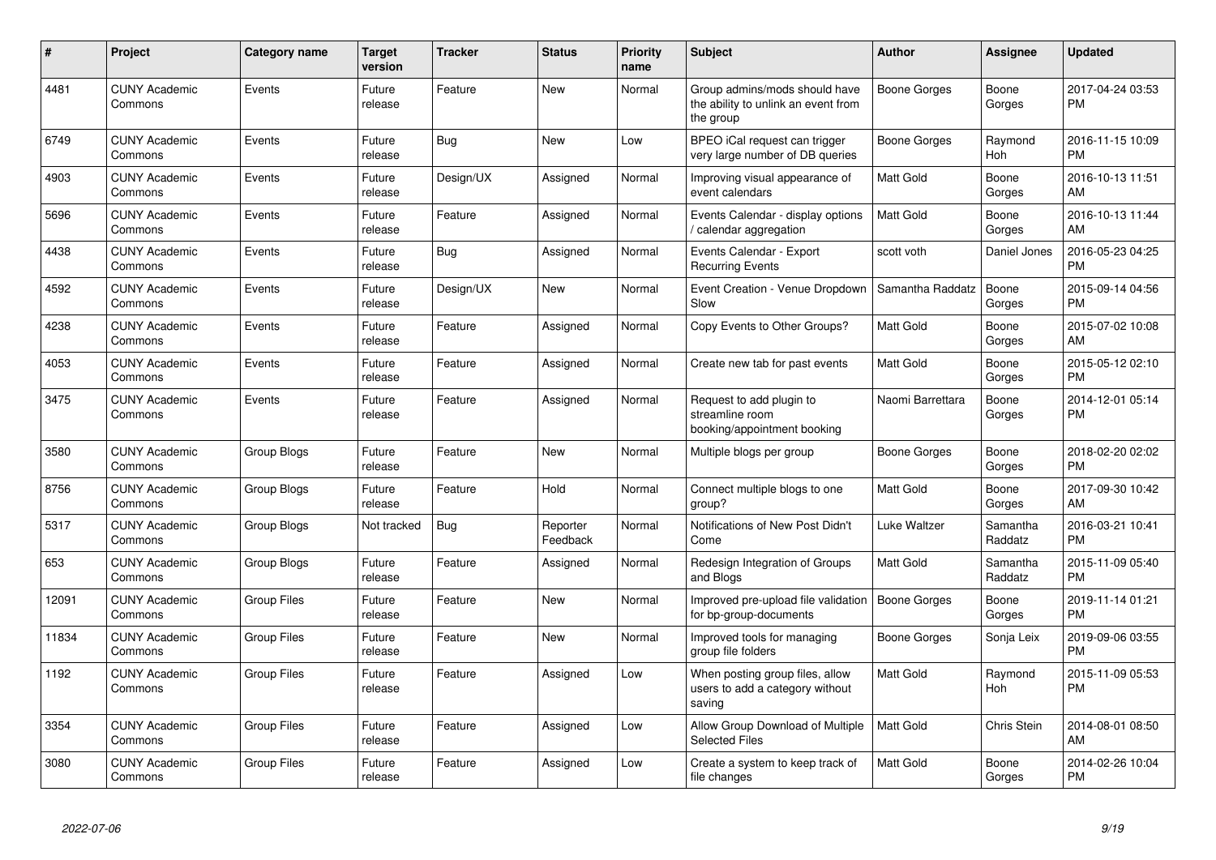| # | Project | Category name | Target version | Tracker | Status | Priority name | Subject | Author | Assignee | Updated |
|---|---|---|---|---|---|---|---|---|---|---|
| 4481 | CUNY Academic Commons | Events | Future release | Feature | New | Normal | Group admins/mods should have the ability to unlink an event from the group | Boone Gorges | Boone Gorges | 2017-04-24 03:53 PM |
| 6749 | CUNY Academic Commons | Events | Future release | Bug | New | Low | BPEO iCal request can trigger very large number of DB queries | Boone Gorges | Raymond Hoh | 2016-11-15 10:09 PM |
| 4903 | CUNY Academic Commons | Events | Future release | Design/UX | Assigned | Normal | Improving visual appearance of event calendars | Matt Gold | Boone Gorges | 2016-10-13 11:51 AM |
| 5696 | CUNY Academic Commons | Events | Future release | Feature | Assigned | Normal | Events Calendar - display options / calendar aggregation | Matt Gold | Boone Gorges | 2016-10-13 11:44 AM |
| 4438 | CUNY Academic Commons | Events | Future release | Bug | Assigned | Normal | Events Calendar - Export Recurring Events | scott voth | Daniel Jones | 2016-05-23 04:25 PM |
| 4592 | CUNY Academic Commons | Events | Future release | Design/UX | New | Normal | Event Creation - Venue Dropdown Slow | Samantha Raddatz | Boone Gorges | 2015-09-14 04:56 PM |
| 4238 | CUNY Academic Commons | Events | Future release | Feature | Assigned | Normal | Copy Events to Other Groups? | Matt Gold | Boone Gorges | 2015-07-02 10:08 AM |
| 4053 | CUNY Academic Commons | Events | Future release | Feature | Assigned | Normal | Create new tab for past events | Matt Gold | Boone Gorges | 2015-05-12 02:10 PM |
| 3475 | CUNY Academic Commons | Events | Future release | Feature | Assigned | Normal | Request to add plugin to streamline room booking/appointment booking | Naomi Barrettara | Boone Gorges | 2014-12-01 05:14 PM |
| 3580 | CUNY Academic Commons | Group Blogs | Future release | Feature | New | Normal | Multiple blogs per group | Boone Gorges | Boone Gorges | 2018-02-20 02:02 PM |
| 8756 | CUNY Academic Commons | Group Blogs | Future release | Feature | Hold | Normal | Connect multiple blogs to one group? | Matt Gold | Boone Gorges | 2017-09-30 10:42 AM |
| 5317 | CUNY Academic Commons | Group Blogs | Not tracked | Bug | Reporter Feedback | Normal | Notifications of New Post Didn't Come | Luke Waltzer | Samantha Raddatz | 2016-03-21 10:41 PM |
| 653 | CUNY Academic Commons | Group Blogs | Future release | Feature | Assigned | Normal | Redesign Integration of Groups and Blogs | Matt Gold | Samantha Raddatz | 2015-11-09 05:40 PM |
| 12091 | CUNY Academic Commons | Group Files | Future release | Feature | New | Normal | Improved pre-upload file validation for bp-group-documents | Boone Gorges | Boone Gorges | 2019-11-14 01:21 PM |
| 11834 | CUNY Academic Commons | Group Files | Future release | Feature | New | Normal | Improved tools for managing group file folders | Boone Gorges | Sonja Leix | 2019-09-06 03:55 PM |
| 1192 | CUNY Academic Commons | Group Files | Future release | Feature | Assigned | Low | When posting group files, allow users to add a category without saving | Matt Gold | Raymond Hoh | 2015-11-09 05:53 PM |
| 3354 | CUNY Academic Commons | Group Files | Future release | Feature | Assigned | Low | Allow Group Download of Multiple Selected Files | Matt Gold | Chris Stein | 2014-08-01 08:50 AM |
| 3080 | CUNY Academic Commons | Group Files | Future release | Feature | Assigned | Low | Create a system to keep track of file changes | Matt Gold | Boone Gorges | 2014-02-26 10:04 PM |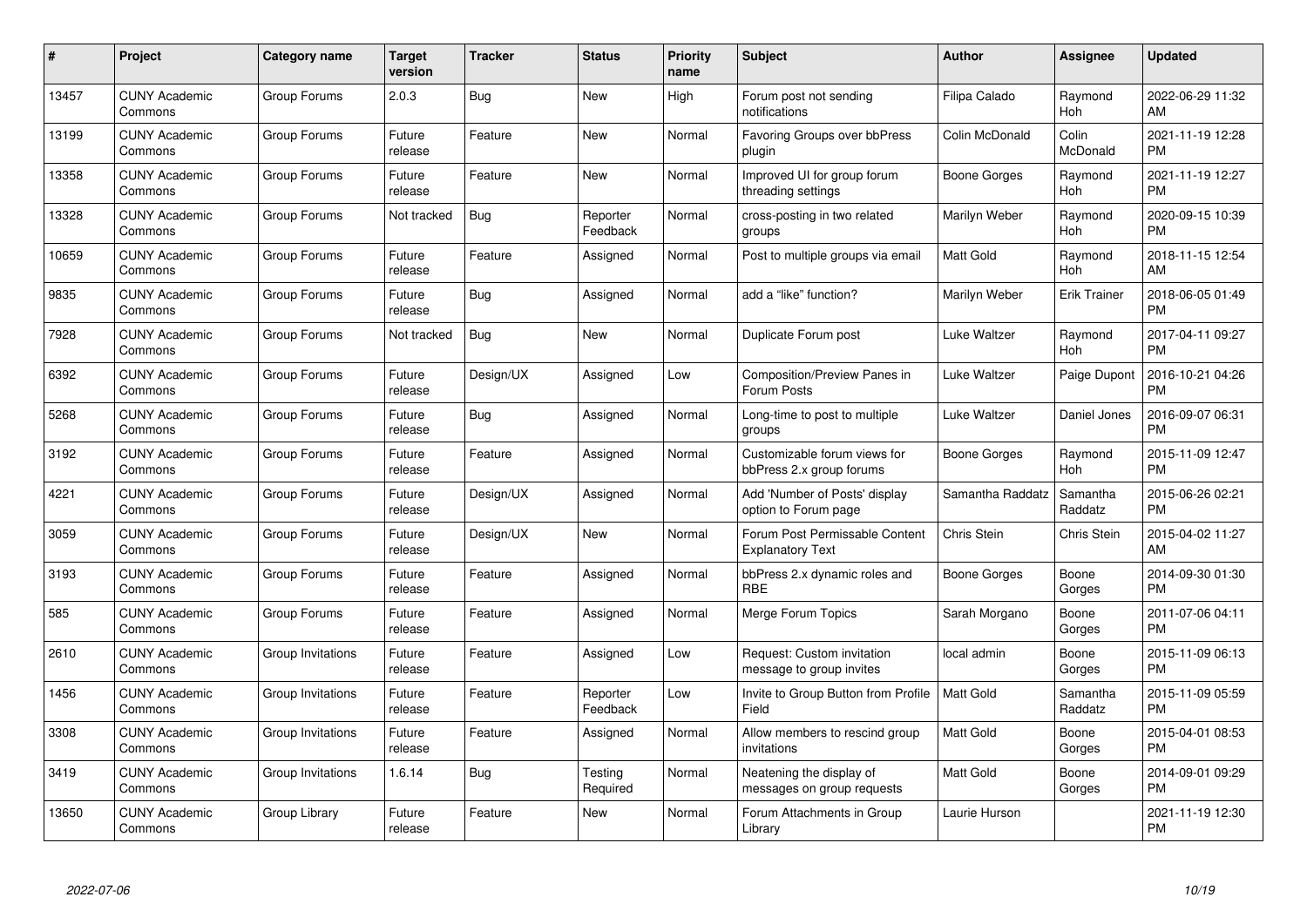| # | Project | Category name | Target version | Tracker | Status | Priority name | Subject | Author | Assignee | Updated |
|---|---|---|---|---|---|---|---|---|---|---|
| 13457 | CUNY Academic Commons | Group Forums | 2.0.3 | Bug | New | High | Forum post not sending notifications | Filipa Calado | Raymond Hoh | 2022-06-29 11:32 AM |
| 13199 | CUNY Academic Commons | Group Forums | Future release | Feature | New | Normal | Favoring Groups over bbPress plugin | Colin McDonald | Colin McDonald | 2021-11-19 12:28 PM |
| 13358 | CUNY Academic Commons | Group Forums | Future release | Feature | New | Normal | Improved UI for group forum threading settings | Boone Gorges | Raymond Hoh | 2021-11-19 12:27 PM |
| 13328 | CUNY Academic Commons | Group Forums | Not tracked | Bug | Reporter Feedback | Normal | cross-posting in two related groups | Marilyn Weber | Raymond Hoh | 2020-09-15 10:39 PM |
| 10659 | CUNY Academic Commons | Group Forums | Future release | Feature | Assigned | Normal | Post to multiple groups via email | Matt Gold | Raymond Hoh | 2018-11-15 12:54 AM |
| 9835 | CUNY Academic Commons | Group Forums | Future release | Bug | Assigned | Normal | add a "like" function? | Marilyn Weber | Erik Trainer | 2018-06-05 01:49 PM |
| 7928 | CUNY Academic Commons | Group Forums | Not tracked | Bug | New | Normal | Duplicate Forum post | Luke Waltzer | Raymond Hoh | 2017-04-11 09:27 PM |
| 6392 | CUNY Academic Commons | Group Forums | Future release | Design/UX | Assigned | Low | Composition/Preview Panes in Forum Posts | Luke Waltzer | Paige Dupont | 2016-10-21 04:26 PM |
| 5268 | CUNY Academic Commons | Group Forums | Future release | Bug | Assigned | Normal | Long-time to post to multiple groups | Luke Waltzer | Daniel Jones | 2016-09-07 06:31 PM |
| 3192 | CUNY Academic Commons | Group Forums | Future release | Feature | Assigned | Normal | Customizable forum views for bbPress 2.x group forums | Boone Gorges | Raymond Hoh | 2015-11-09 12:47 PM |
| 4221 | CUNY Academic Commons | Group Forums | Future release | Design/UX | Assigned | Normal | Add 'Number of Posts' display option to Forum page | Samantha Raddatz | Samantha Raddatz | 2015-06-26 02:21 PM |
| 3059 | CUNY Academic Commons | Group Forums | Future release | Design/UX | New | Normal | Forum Post Permissable Content Explanatory Text | Chris Stein | Chris Stein | 2015-04-02 11:27 AM |
| 3193 | CUNY Academic Commons | Group Forums | Future release | Feature | Assigned | Normal | bbPress 2.x dynamic roles and RBE | Boone Gorges | Boone Gorges | 2014-09-30 01:30 PM |
| 585 | CUNY Academic Commons | Group Forums | Future release | Feature | Assigned | Normal | Merge Forum Topics | Sarah Morgano | Boone Gorges | 2011-07-06 04:11 PM |
| 2610 | CUNY Academic Commons | Group Invitations | Future release | Feature | Assigned | Low | Request: Custom invitation message to group invites | local admin | Boone Gorges | 2015-11-09 06:13 PM |
| 1456 | CUNY Academic Commons | Group Invitations | Future release | Feature | Reporter Feedback | Low | Invite to Group Button from Profile Field | Matt Gold | Samantha Raddatz | 2015-11-09 05:59 PM |
| 3308 | CUNY Academic Commons | Group Invitations | Future release | Feature | Assigned | Normal | Allow members to rescind group invitations | Matt Gold | Boone Gorges | 2015-04-01 08:53 PM |
| 3419 | CUNY Academic Commons | Group Invitations | 1.6.14 | Bug | Testing Required | Normal | Neatening the display of messages on group requests | Matt Gold | Boone Gorges | 2014-09-01 09:29 PM |
| 13650 | CUNY Academic Commons | Group Library | Future release | Feature | New | Normal | Forum Attachments in Group Library | Laurie Hurson | | 2021-11-19 12:30 PM |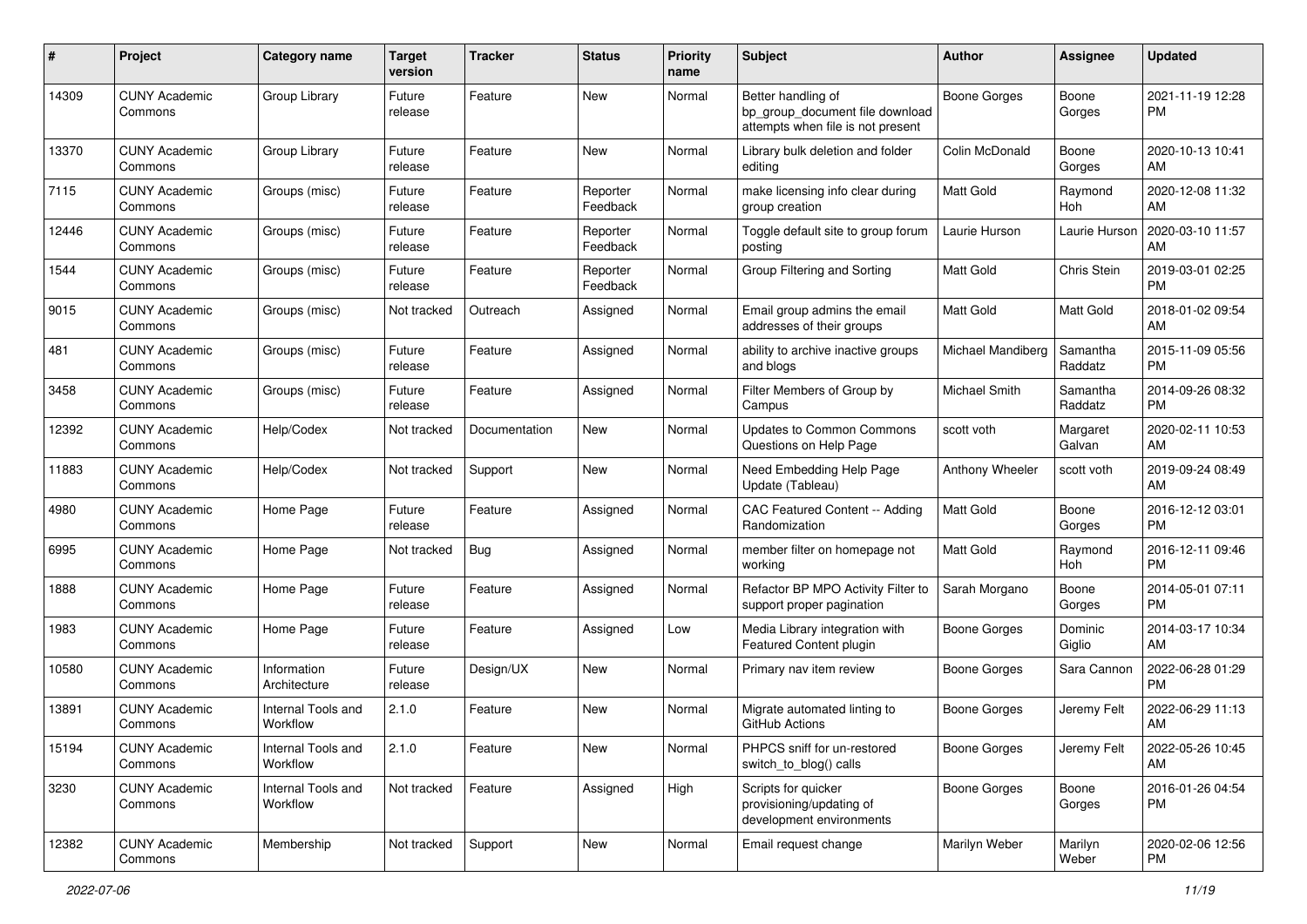| # | Project | Category name | Target version | Tracker | Status | Priority name | Subject | Author | Assignee | Updated |
|---|---|---|---|---|---|---|---|---|---|---|
| 14309 | CUNY Academic Commons | Group Library | Future release | Feature | New | Normal | Better handling of bp_group_document file download attempts when file is not present | Boone Gorges | Boone Gorges | 2021-11-19 12:28 PM |
| 13370 | CUNY Academic Commons | Group Library | Future release | Feature | New | Normal | Library bulk deletion and folder editing | Colin McDonald | Boone Gorges | 2020-10-13 10:41 AM |
| 7115 | CUNY Academic Commons | Groups (misc) | Future release | Feature | Reporter Feedback | Normal | make licensing info clear during group creation | Matt Gold | Raymond Hoh | 2020-12-08 11:32 AM |
| 12446 | CUNY Academic Commons | Groups (misc) | Future release | Feature | Reporter Feedback | Normal | Toggle default site to group forum posting | Laurie Hurson | Laurie Hurson | 2020-03-10 11:57 AM |
| 1544 | CUNY Academic Commons | Groups (misc) | Future release | Feature | Reporter Feedback | Normal | Group Filtering and Sorting | Matt Gold | Chris Stein | 2019-03-01 02:25 PM |
| 9015 | CUNY Academic Commons | Groups (misc) | Not tracked | Outreach | Assigned | Normal | Email group admins the email addresses of their groups | Matt Gold | Matt Gold | 2018-01-02 09:54 AM |
| 481 | CUNY Academic Commons | Groups (misc) | Future release | Feature | Assigned | Normal | ability to archive inactive groups and blogs | Michael Mandiberg | Samantha Raddatz | 2015-11-09 05:56 PM |
| 3458 | CUNY Academic Commons | Groups (misc) | Future release | Feature | Assigned | Normal | Filter Members of Group by Campus | Michael Smith | Samantha Raddatz | 2014-09-26 08:32 PM |
| 12392 | CUNY Academic Commons | Help/Codex | Not tracked | Documentation | New | Normal | Updates to Common Commons Questions on Help Page | scott voth | Margaret Galvan | 2020-02-11 10:53 AM |
| 11883 | CUNY Academic Commons | Help/Codex | Not tracked | Support | New | Normal | Need Embedding Help Page Update (Tableau) | Anthony Wheeler | scott voth | 2019-09-24 08:49 AM |
| 4980 | CUNY Academic Commons | Home Page | Future release | Feature | Assigned | Normal | CAC Featured Content -- Adding Randomization | Matt Gold | Boone Gorges | 2016-12-12 03:01 PM |
| 6995 | CUNY Academic Commons | Home Page | Not tracked | Bug | Assigned | Normal | member filter on homepage not working | Matt Gold | Raymond Hoh | 2016-12-11 09:46 PM |
| 1888 | CUNY Academic Commons | Home Page | Future release | Feature | Assigned | Normal | Refactor BP MPO Activity Filter to support proper pagination | Sarah Morgano | Boone Gorges | 2014-05-01 07:11 PM |
| 1983 | CUNY Academic Commons | Home Page | Future release | Feature | Assigned | Low | Media Library integration with Featured Content plugin | Boone Gorges | Dominic Giglio | 2014-03-17 10:34 AM |
| 10580 | CUNY Academic Commons | Information Architecture | Future release | Design/UX | New | Normal | Primary nav item review | Boone Gorges | Sara Cannon | 2022-06-28 01:29 PM |
| 13891 | CUNY Academic Commons | Internal Tools and Workflow | 2.1.0 | Feature | New | Normal | Migrate automated linting to GitHub Actions | Boone Gorges | Jeremy Felt | 2022-06-29 11:13 AM |
| 15194 | CUNY Academic Commons | Internal Tools and Workflow | 2.1.0 | Feature | New | Normal | PHPCS sniff for un-restored switch_to_blog() calls | Boone Gorges | Jeremy Felt | 2022-05-26 10:45 AM |
| 3230 | CUNY Academic Commons | Internal Tools and Workflow | Not tracked | Feature | Assigned | High | Scripts for quicker provisioning/updating of development environments | Boone Gorges | Boone Gorges | 2016-01-26 04:54 PM |
| 12382 | CUNY Academic Commons | Membership | Not tracked | Support | New | Normal | Email request change | Marilyn Weber | Marilyn Weber | 2020-02-06 12:56 PM |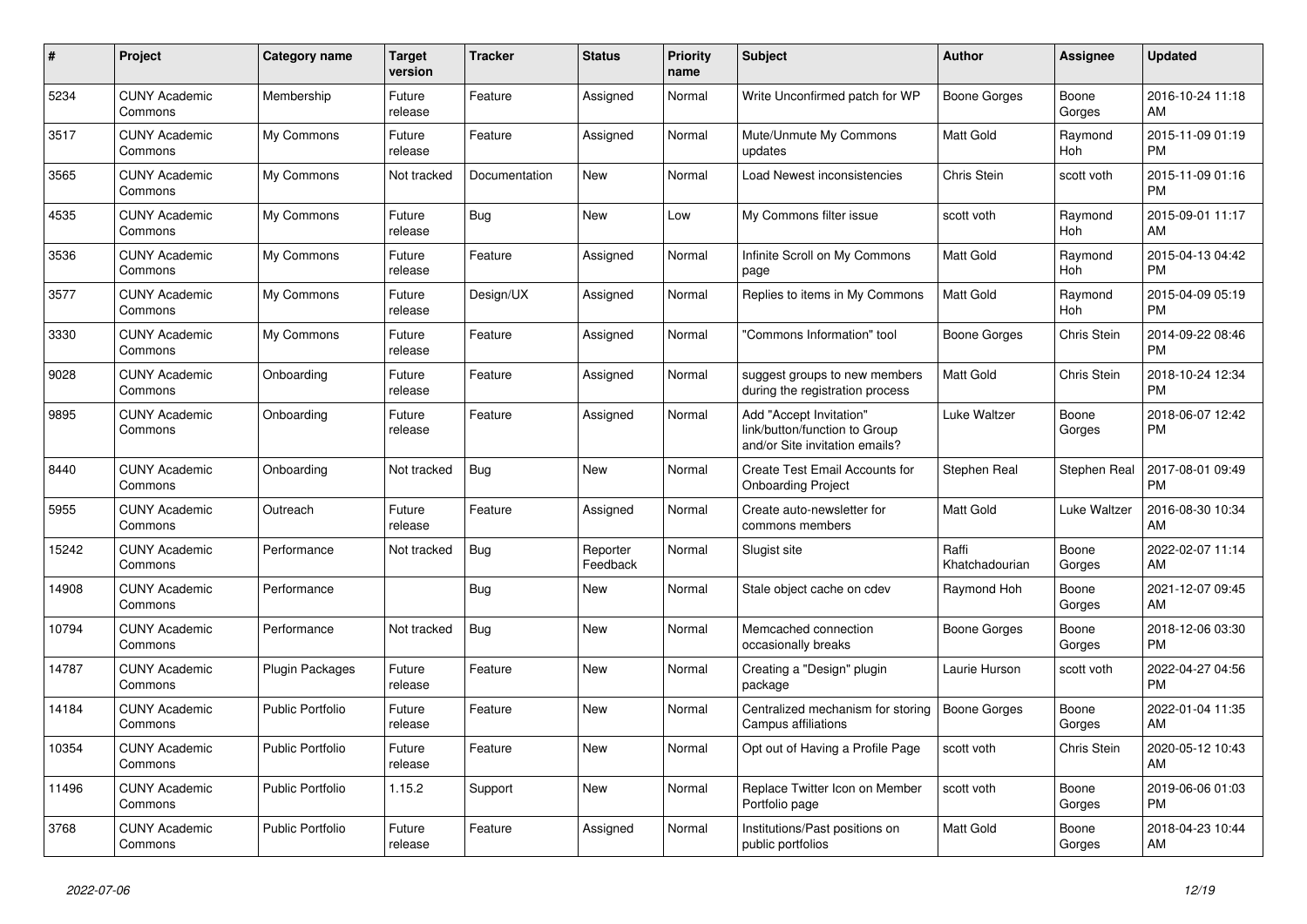| # | Project | Category name | Target version | Tracker | Status | Priority name | Subject | Author | Assignee | Updated |
|---|---|---|---|---|---|---|---|---|---|---|
| 5234 | CUNY Academic Commons | Membership | Future release | Feature | Assigned | Normal | Write Unconfirmed patch for WP | Boone Gorges | Boone Gorges | 2016-10-24 11:18 AM |
| 3517 | CUNY Academic Commons | My Commons | Future release | Feature | Assigned | Normal | Mute/Unmute My Commons updates | Matt Gold | Raymond Hoh | 2015-11-09 01:19 PM |
| 3565 | CUNY Academic Commons | My Commons | Not tracked | Documentation | New | Normal | Load Newest inconsistencies | Chris Stein | scott voth | 2015-11-09 01:16 PM |
| 4535 | CUNY Academic Commons | My Commons | Future release | Bug | New | Low | My Commons filter issue | scott voth | Raymond Hoh | 2015-09-01 11:17 AM |
| 3536 | CUNY Academic Commons | My Commons | Future release | Feature | Assigned | Normal | Infinite Scroll on My Commons page | Matt Gold | Raymond Hoh | 2015-04-13 04:42 PM |
| 3577 | CUNY Academic Commons | My Commons | Future release | Design/UX | Assigned | Normal | Replies to items in My Commons | Matt Gold | Raymond Hoh | 2015-04-09 05:19 PM |
| 3330 | CUNY Academic Commons | My Commons | Future release | Feature | Assigned | Normal | "Commons Information" tool | Boone Gorges | Chris Stein | 2014-09-22 08:46 PM |
| 9028 | CUNY Academic Commons | Onboarding | Future release | Feature | Assigned | Normal | suggest groups to new members during the registration process | Matt Gold | Chris Stein | 2018-10-24 12:34 PM |
| 9895 | CUNY Academic Commons | Onboarding | Future release | Feature | Assigned | Normal | Add "Accept Invitation" link/button/function to Group and/or Site invitation emails? | Luke Waltzer | Boone Gorges | 2018-06-07 12:42 PM |
| 8440 | CUNY Academic Commons | Onboarding | Not tracked | Bug | New | Normal | Create Test Email Accounts for Onboarding Project | Stephen Real | Stephen Real | 2017-08-01 09:49 PM |
| 5955 | CUNY Academic Commons | Outreach | Future release | Feature | Assigned | Normal | Create auto-newsletter for commons members | Matt Gold | Luke Waltzer | 2016-08-30 10:34 AM |
| 15242 | CUNY Academic Commons | Performance | Not tracked | Bug | Reporter Feedback | Normal | Slugist site | Raffi Khatchadourian | Boone Gorges | 2022-02-07 11:14 AM |
| 14908 | CUNY Academic Commons | Performance | | Bug | New | Normal | Stale object cache on cdev | Raymond Hoh | Boone Gorges | 2021-12-07 09:45 AM |
| 10794 | CUNY Academic Commons | Performance | Not tracked | Bug | New | Normal | Memcached connection occasionally breaks | Boone Gorges | Boone Gorges | 2018-12-06 03:30 PM |
| 14787 | CUNY Academic Commons | Plugin Packages | Future release | Feature | New | Normal | Creating a "Design" plugin package | Laurie Hurson | scott voth | 2022-04-27 04:56 PM |
| 14184 | CUNY Academic Commons | Public Portfolio | Future release | Feature | New | Normal | Centralized mechanism for storing Campus affiliations | Boone Gorges | Boone Gorges | 2022-01-04 11:35 AM |
| 10354 | CUNY Academic Commons | Public Portfolio | Future release | Feature | New | Normal | Opt out of Having a Profile Page | scott voth | Chris Stein | 2020-05-12 10:43 AM |
| 11496 | CUNY Academic Commons | Public Portfolio | 1.15.2 | Support | New | Normal | Replace Twitter Icon on Member Portfolio page | scott voth | Boone Gorges | 2019-06-06 01:03 PM |
| 3768 | CUNY Academic Commons | Public Portfolio | Future release | Feature | Assigned | Normal | Institutions/Past positions on public portfolios | Matt Gold | Boone Gorges | 2018-04-23 10:44 AM |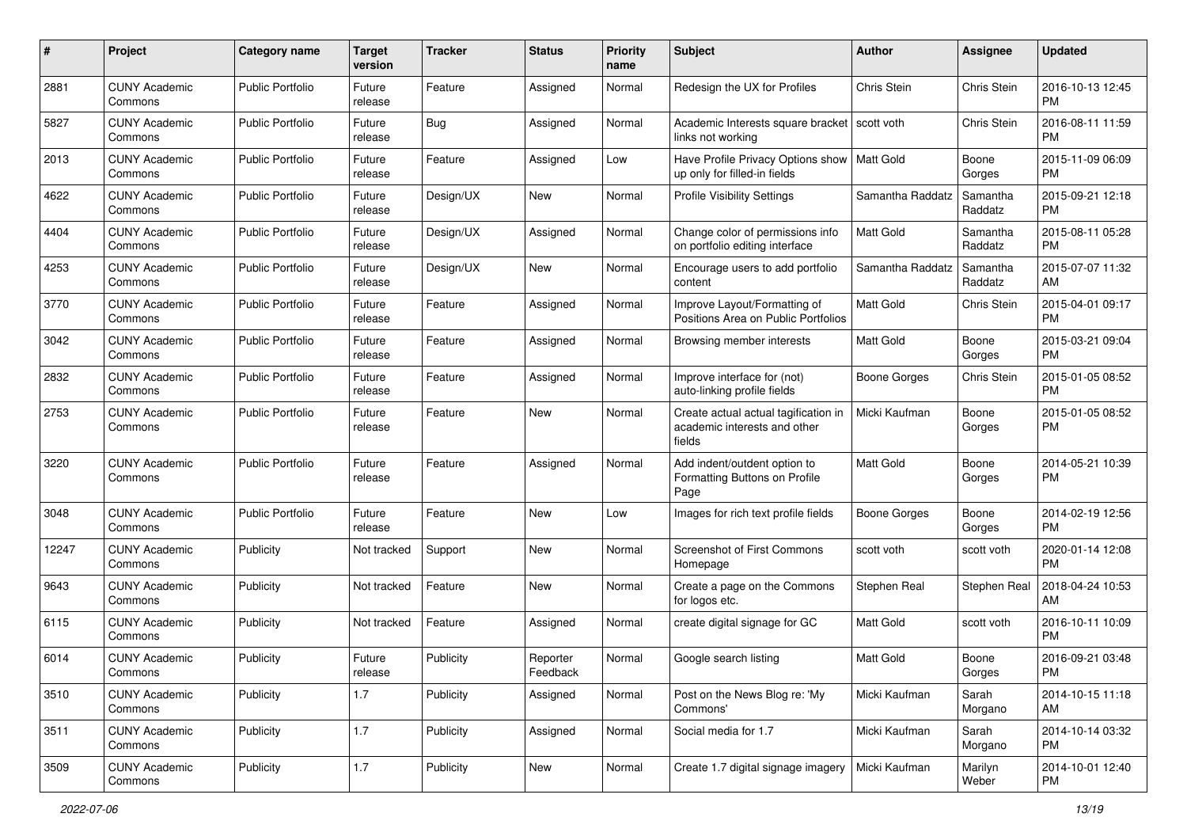| # | Project | Category name | Target version | Tracker | Status | Priority name | Subject | Author | Assignee | Updated |
|---|---|---|---|---|---|---|---|---|---|---|
| 2881 | CUNY Academic Commons | Public Portfolio | Future release | Feature | Assigned | Normal | Redesign the UX for Profiles | Chris Stein | Chris Stein | 2016-10-13 12:45 PM |
| 5827 | CUNY Academic Commons | Public Portfolio | Future release | Bug | Assigned | Normal | Academic Interests square bracket links not working | scott voth | Chris Stein | 2016-08-11 11:59 PM |
| 2013 | CUNY Academic Commons | Public Portfolio | Future release | Feature | Assigned | Low | Have Profile Privacy Options show up only for filled-in fields | Matt Gold | Boone Gorges | 2015-11-09 06:09 PM |
| 4622 | CUNY Academic Commons | Public Portfolio | Future release | Design/UX | New | Normal | Profile Visibility Settings | Samantha Raddatz | Samantha Raddatz | 2015-09-21 12:18 PM |
| 4404 | CUNY Academic Commons | Public Portfolio | Future release | Design/UX | Assigned | Normal | Change color of permissions info on portfolio editing interface | Matt Gold | Samantha Raddatz | 2015-08-11 05:28 PM |
| 4253 | CUNY Academic Commons | Public Portfolio | Future release | Design/UX | New | Normal | Encourage users to add portfolio content | Samantha Raddatz | Samantha Raddatz | 2015-07-07 11:32 AM |
| 3770 | CUNY Academic Commons | Public Portfolio | Future release | Feature | Assigned | Normal | Improve Layout/Formatting of Positions Area on Public Portfolios | Matt Gold | Chris Stein | 2015-04-01 09:17 PM |
| 3042 | CUNY Academic Commons | Public Portfolio | Future release | Feature | Assigned | Normal | Browsing member interests | Matt Gold | Boone Gorges | 2015-03-21 09:04 PM |
| 2832 | CUNY Academic Commons | Public Portfolio | Future release | Feature | Assigned | Normal | Improve interface for (not) auto-linking profile fields | Boone Gorges | Chris Stein | 2015-01-05 08:52 PM |
| 2753 | CUNY Academic Commons | Public Portfolio | Future release | Feature | New | Normal | Create actual actual tagification in academic interests and other fields | Micki Kaufman | Boone Gorges | 2015-01-05 08:52 PM |
| 3220 | CUNY Academic Commons | Public Portfolio | Future release | Feature | Assigned | Normal | Add indent/outdent option to Formatting Buttons on Profile Page | Matt Gold | Boone Gorges | 2014-05-21 10:39 PM |
| 3048 | CUNY Academic Commons | Public Portfolio | Future release | Feature | New | Low | Images for rich text profile fields | Boone Gorges | Boone Gorges | 2014-02-19 12:56 PM |
| 12247 | CUNY Academic Commons | Publicity | Not tracked | Support | New | Normal | Screenshot of First Commons Homepage | scott voth | scott voth | 2020-01-14 12:08 PM |
| 9643 | CUNY Academic Commons | Publicity | Not tracked | Feature | New | Normal | Create a page on the Commons for logos etc. | Stephen Real | Stephen Real | 2018-04-24 10:53 AM |
| 6115 | CUNY Academic Commons | Publicity | Not tracked | Feature | Assigned | Normal | create digital signage for GC | Matt Gold | scott voth | 2016-10-11 10:09 PM |
| 6014 | CUNY Academic Commons | Publicity | Future release | Publicity | Reporter Feedback | Normal | Google search listing | Matt Gold | Boone Gorges | 2016-09-21 03:48 PM |
| 3510 | CUNY Academic Commons | Publicity | 1.7 | Publicity | Assigned | Normal | Post on the News Blog re: 'My Commons' | Micki Kaufman | Sarah Morgano | 2014-10-15 11:18 AM |
| 3511 | CUNY Academic Commons | Publicity | 1.7 | Publicity | Assigned | Normal | Social media for 1.7 | Micki Kaufman | Sarah Morgano | 2014-10-14 03:32 PM |
| 3509 | CUNY Academic Commons | Publicity | 1.7 | Publicity | New | Normal | Create 1.7 digital signage imagery | Micki Kaufman | Marilyn Weber | 2014-10-01 12:40 PM |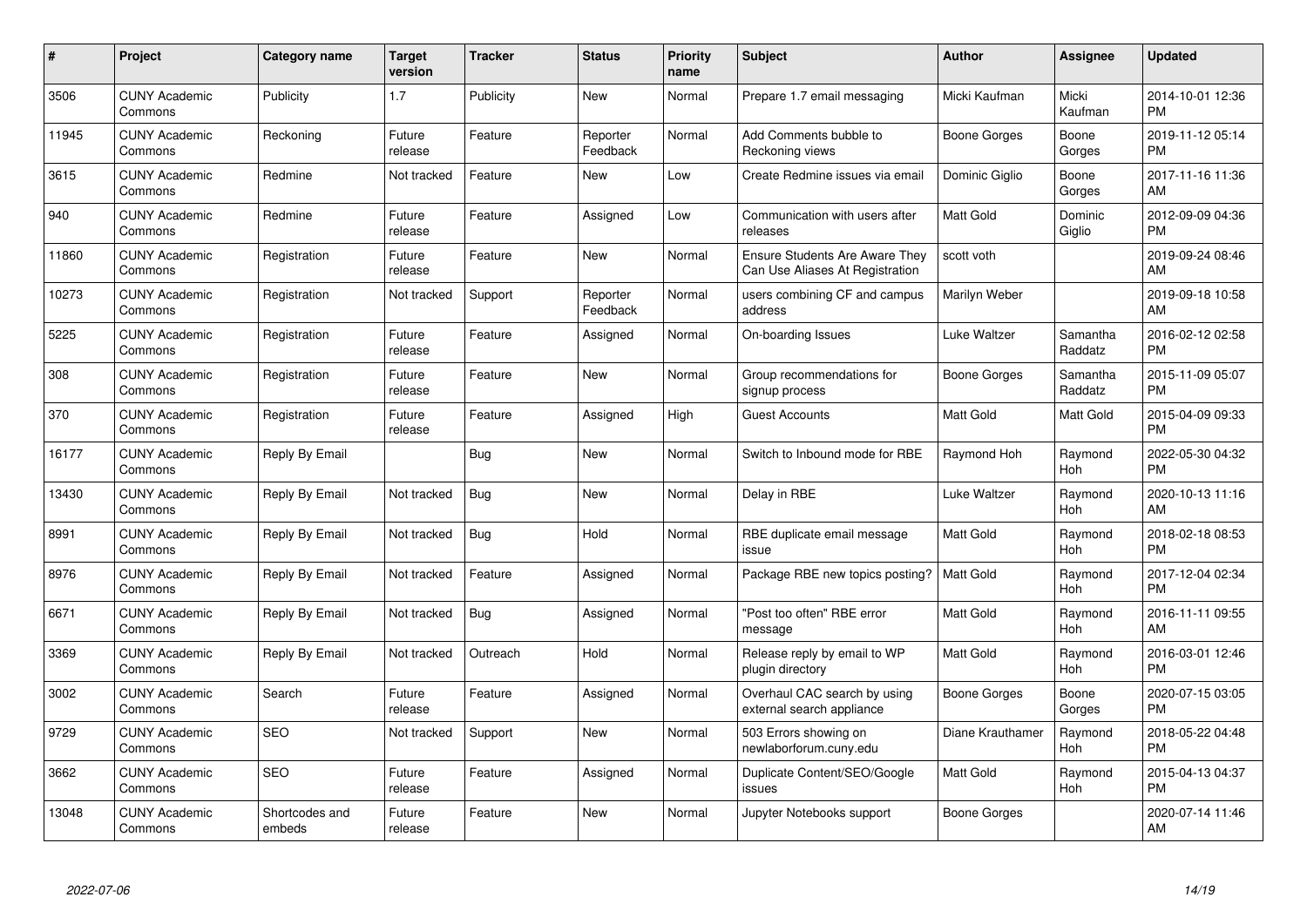| # | Project | Category name | Target version | Tracker | Status | Priority name | Subject | Author | Assignee | Updated |
|---|---|---|---|---|---|---|---|---|---|---|
| 3506 | CUNY Academic Commons | Publicity | 1.7 | Publicity | New | Normal | Prepare 1.7 email messaging | Micki Kaufman | Micki Kaufman | 2014-10-01 12:36 PM |
| 11945 | CUNY Academic Commons | Reckoning | Future release | Feature | Reporter Feedback | Normal | Add Comments bubble to Reckoning views | Boone Gorges | Boone Gorges | 2019-11-12 05:14 PM |
| 3615 | CUNY Academic Commons | Redmine | Not tracked | Feature | New | Low | Create Redmine issues via email | Dominic Giglio | Boone Gorges | 2017-11-16 11:36 AM |
| 940 | CUNY Academic Commons | Redmine | Future release | Feature | Assigned | Low | Communication with users after releases | Matt Gold | Dominic Giglio | 2012-09-09 04:36 PM |
| 11860 | CUNY Academic Commons | Registration | Future release | Feature | New | Normal | Ensure Students Are Aware They Can Use Aliases At Registration | scott voth | | 2019-09-24 08:46 AM |
| 10273 | CUNY Academic Commons | Registration | Not tracked | Support | Reporter Feedback | Normal | users combining CF and campus address | Marilyn Weber | | 2019-09-18 10:58 AM |
| 5225 | CUNY Academic Commons | Registration | Future release | Feature | Assigned | Normal | On-boarding Issues | Luke Waltzer | Samantha Raddatz | 2016-02-12 02:58 PM |
| 308 | CUNY Academic Commons | Registration | Future release | Feature | New | Normal | Group recommendations for signup process | Boone Gorges | Samantha Raddatz | 2015-11-09 05:07 PM |
| 370 | CUNY Academic Commons | Registration | Future release | Feature | Assigned | High | Guest Accounts | Matt Gold | Matt Gold | 2015-04-09 09:33 PM |
| 16177 | CUNY Academic Commons | Reply By Email | | Bug | New | Normal | Switch to Inbound mode for RBE | Raymond Hoh | Raymond Hoh | 2022-05-30 04:32 PM |
| 13430 | CUNY Academic Commons | Reply By Email | Not tracked | Bug | New | Normal | Delay in RBE | Luke Waltzer | Raymond Hoh | 2020-10-13 11:16 AM |
| 8991 | CUNY Academic Commons | Reply By Email | Not tracked | Bug | Hold | Normal | RBE duplicate email message issue | Matt Gold | Raymond Hoh | 2018-02-18 08:53 PM |
| 8976 | CUNY Academic Commons | Reply By Email | Not tracked | Feature | Assigned | Normal | Package RBE new topics posting? | Matt Gold | Raymond Hoh | 2017-12-04 02:34 PM |
| 6671 | CUNY Academic Commons | Reply By Email | Not tracked | Bug | Assigned | Normal | "Post too often" RBE error message | Matt Gold | Raymond Hoh | 2016-11-11 09:55 AM |
| 3369 | CUNY Academic Commons | Reply By Email | Not tracked | Outreach | Hold | Normal | Release reply by email to WP plugin directory | Matt Gold | Raymond Hoh | 2016-03-01 12:46 PM |
| 3002 | CUNY Academic Commons | Search | Future release | Feature | Assigned | Normal | Overhaul CAC search by using external search appliance | Boone Gorges | Boone Gorges | 2020-07-15 03:05 PM |
| 9729 | CUNY Academic Commons | SEO | Not tracked | Support | New | Normal | 503 Errors showing on newlaborforum.cuny.edu | Diane Krauthamer | Raymond Hoh | 2018-05-22 04:48 PM |
| 3662 | CUNY Academic Commons | SEO | Future release | Feature | Assigned | Normal | Duplicate Content/SEO/Google issues | Matt Gold | Raymond Hoh | 2015-04-13 04:37 PM |
| 13048 | CUNY Academic Commons | Shortcodes and embeds | Future release | Feature | New | Normal | Jupyter Notebooks support | Boone Gorges | | 2020-07-14 11:46 AM |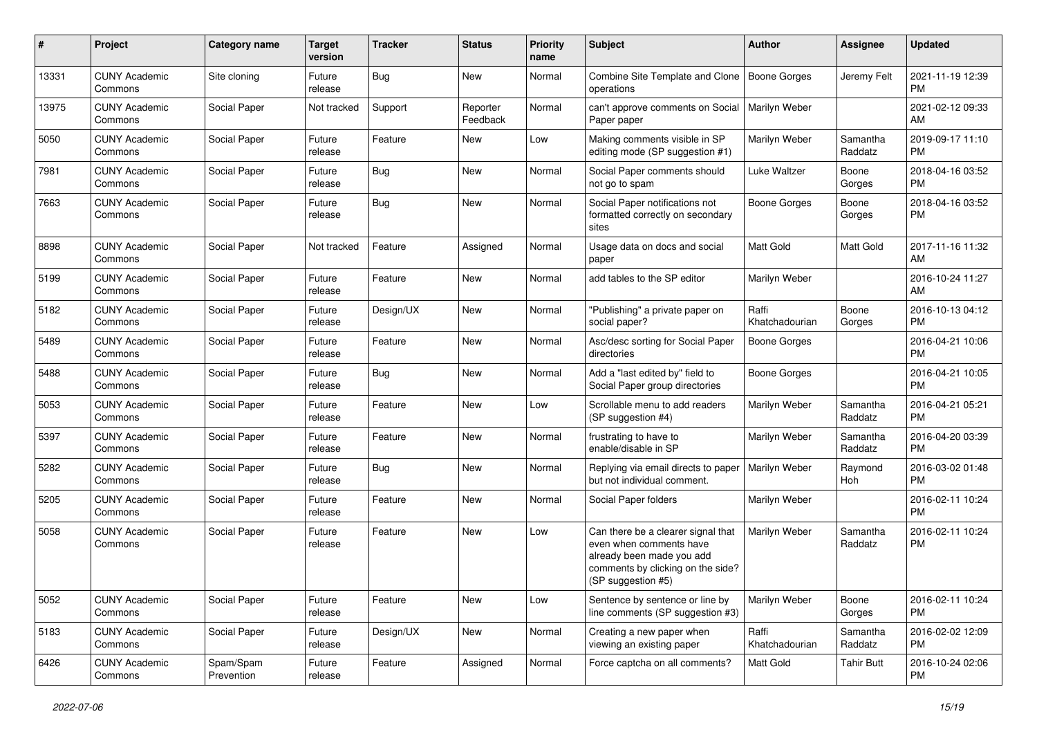| # | Project | Category name | Target version | Tracker | Status | Priority name | Subject | Author | Assignee | Updated |
|---|---|---|---|---|---|---|---|---|---|---|
| 13331 | CUNY Academic Commons | Site cloning | Future release | Bug | New | Normal | Combine Site Template and Clone operations | Boone Gorges | Jeremy Felt | 2021-11-19 12:39 PM |
| 13975 | CUNY Academic Commons | Social Paper | Not tracked | Support | Reporter Feedback | Normal | can't approve comments on Social Paper paper | Marilyn Weber | | 2021-02-12 09:33 AM |
| 5050 | CUNY Academic Commons | Social Paper | Future release | Feature | New | Low | Making comments visible in SP editing mode (SP suggestion #1) | Marilyn Weber | Samantha Raddatz | 2019-09-17 11:10 PM |
| 7981 | CUNY Academic Commons | Social Paper | Future release | Bug | New | Normal | Social Paper comments should not go to spam | Luke Waltzer | Boone Gorges | 2018-04-16 03:52 PM |
| 7663 | CUNY Academic Commons | Social Paper | Future release | Bug | New | Normal | Social Paper notifications not formatted correctly on secondary sites | Boone Gorges | Boone Gorges | 2018-04-16 03:52 PM |
| 8898 | CUNY Academic Commons | Social Paper | Not tracked | Feature | Assigned | Normal | Usage data on docs and social paper | Matt Gold | Matt Gold | 2017-11-16 11:32 AM |
| 5199 | CUNY Academic Commons | Social Paper | Future release | Feature | New | Normal | add tables to the SP editor | Marilyn Weber | | 2016-10-24 11:27 AM |
| 5182 | CUNY Academic Commons | Social Paper | Future release | Design/UX | New | Normal | "Publishing" a private paper on social paper? | Raffi Khatchadourian | Boone Gorges | 2016-10-13 04:12 PM |
| 5489 | CUNY Academic Commons | Social Paper | Future release | Feature | New | Normal | Asc/desc sorting for Social Paper directories | Boone Gorges | | 2016-04-21 10:06 PM |
| 5488 | CUNY Academic Commons | Social Paper | Future release | Bug | New | Normal | Add a "last edited by" field to Social Paper group directories | Boone Gorges | | 2016-04-21 10:05 PM |
| 5053 | CUNY Academic Commons | Social Paper | Future release | Feature | New | Low | Scrollable menu to add readers (SP suggestion #4) | Marilyn Weber | Samantha Raddatz | 2016-04-21 05:21 PM |
| 5397 | CUNY Academic Commons | Social Paper | Future release | Feature | New | Normal | frustrating to have to enable/disable in SP | Marilyn Weber | Samantha Raddatz | 2016-04-20 03:39 PM |
| 5282 | CUNY Academic Commons | Social Paper | Future release | Bug | New | Normal | Replying via email directs to paper but not individual comment. | Marilyn Weber | Raymond Hoh | 2016-03-02 01:48 PM |
| 5205 | CUNY Academic Commons | Social Paper | Future release | Feature | New | Normal | Social Paper folders | Marilyn Weber | | 2016-02-11 10:24 PM |
| 5058 | CUNY Academic Commons | Social Paper | Future release | Feature | New | Low | Can there be a clearer signal that even when comments have already been made you add comments by clicking on the side? (SP suggestion #5) | Marilyn Weber | Samantha Raddatz | 2016-02-11 10:24 PM |
| 5052 | CUNY Academic Commons | Social Paper | Future release | Feature | New | Low | Sentence by sentence or line by line comments (SP suggestion #3) | Marilyn Weber | Boone Gorges | 2016-02-11 10:24 PM |
| 5183 | CUNY Academic Commons | Social Paper | Future release | Design/UX | New | Normal | Creating a new paper when viewing an existing paper | Raffi Khatchadourian | Samantha Raddatz | 2016-02-02 12:09 PM |
| 6426 | CUNY Academic Commons | Spam/Spam Prevention | Future release | Feature | Assigned | Normal | Force captcha on all comments? | Matt Gold | Tahir Butt | 2016-10-24 02:06 PM |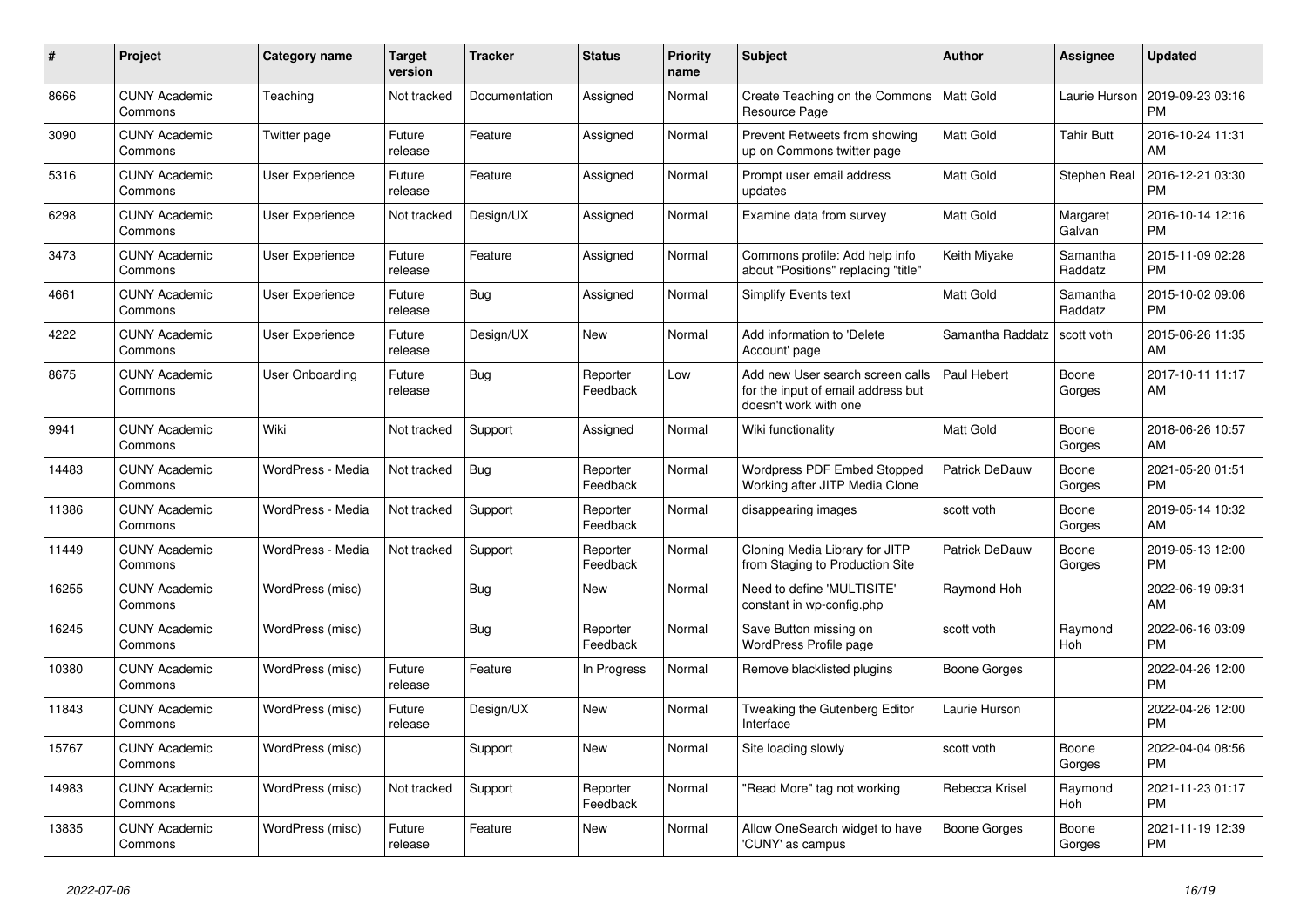| # | Project | Category name | Target version | Tracker | Status | Priority name | Subject | Author | Assignee | Updated |
|---|---|---|---|---|---|---|---|---|---|---|
| 8666 | CUNY Academic Commons | Teaching | Not tracked | Documentation | Assigned | Normal | Create Teaching on the Commons Resource Page | Matt Gold | Laurie Hurson | 2019-09-23 03:16 PM |
| 3090 | CUNY Academic Commons | Twitter page | Future release | Feature | Assigned | Normal | Prevent Retweets from showing up on Commons twitter page | Matt Gold | Tahir Butt | 2016-10-24 11:31 AM |
| 5316 | CUNY Academic Commons | User Experience | Future release | Feature | Assigned | Normal | Prompt user email address updates | Matt Gold | Stephen Real | 2016-12-21 03:30 PM |
| 6298 | CUNY Academic Commons | User Experience | Not tracked | Design/UX | Assigned | Normal | Examine data from survey | Matt Gold | Margaret Galvan | 2016-10-14 12:16 PM |
| 3473 | CUNY Academic Commons | User Experience | Future release | Feature | Assigned | Normal | Commons profile: Add help info about "Positions" replacing "title" | Keith Miyake | Samantha Raddatz | 2015-11-09 02:28 PM |
| 4661 | CUNY Academic Commons | User Experience | Future release | Bug | Assigned | Normal | Simplify Events text | Matt Gold | Samantha Raddatz | 2015-10-02 09:06 PM |
| 4222 | CUNY Academic Commons | User Experience | Future release | Design/UX | New | Normal | Add information to 'Delete Account' page | Samantha Raddatz | scott voth | 2015-06-26 11:35 AM |
| 8675 | CUNY Academic Commons | User Onboarding | Future release | Bug | Reporter Feedback | Low | Add new User search screen calls for the input of email address but doesn't work with one | Paul Hebert | Boone Gorges | 2017-10-11 11:17 AM |
| 9941 | CUNY Academic Commons | Wiki | Not tracked | Support | Assigned | Normal | Wiki functionality | Matt Gold | Boone Gorges | 2018-06-26 10:57 AM |
| 14483 | CUNY Academic Commons | WordPress - Media | Not tracked | Bug | Reporter Feedback | Normal | Wordpress PDF Embed Stopped Working after JITP Media Clone | Patrick DeDauw | Boone Gorges | 2021-05-20 01:51 PM |
| 11386 | CUNY Academic Commons | WordPress - Media | Not tracked | Support | Reporter Feedback | Normal | disappearing images | scott voth | Boone Gorges | 2019-05-14 10:32 AM |
| 11449 | CUNY Academic Commons | WordPress - Media | Not tracked | Support | Reporter Feedback | Normal | Cloning Media Library for JITP from Staging to Production Site | Patrick DeDauw | Boone Gorges | 2019-05-13 12:00 PM |
| 16255 | CUNY Academic Commons | WordPress (misc) | | Bug | New | Normal | Need to define 'MULTISITE' constant in wp-config.php | Raymond Hoh | | 2022-06-19 09:31 AM |
| 16245 | CUNY Academic Commons | WordPress (misc) | | Bug | Reporter Feedback | Normal | Save Button missing on WordPress Profile page | scott voth | Raymond Hoh | 2022-06-16 03:09 PM |
| 10380 | CUNY Academic Commons | WordPress (misc) | Future release | Feature | In Progress | Normal | Remove blacklisted plugins | Boone Gorges | | 2022-04-26 12:00 PM |
| 11843 | CUNY Academic Commons | WordPress (misc) | Future release | Design/UX | New | Normal | Tweaking the Gutenberg Editor Interface | Laurie Hurson | | 2022-04-26 12:00 PM |
| 15767 | CUNY Academic Commons | WordPress (misc) | | Support | New | Normal | Site loading slowly | scott voth | Boone Gorges | 2022-04-04 08:56 PM |
| 14983 | CUNY Academic Commons | WordPress (misc) | Not tracked | Support | Reporter Feedback | Normal | "Read More" tag not working | Rebecca Krisel | Raymond Hoh | 2021-11-23 01:17 PM |
| 13835 | CUNY Academic Commons | WordPress (misc) | Future release | Feature | New | Normal | Allow OneSearch widget to have 'CUNY' as campus | Boone Gorges | Boone Gorges | 2021-11-19 12:39 PM |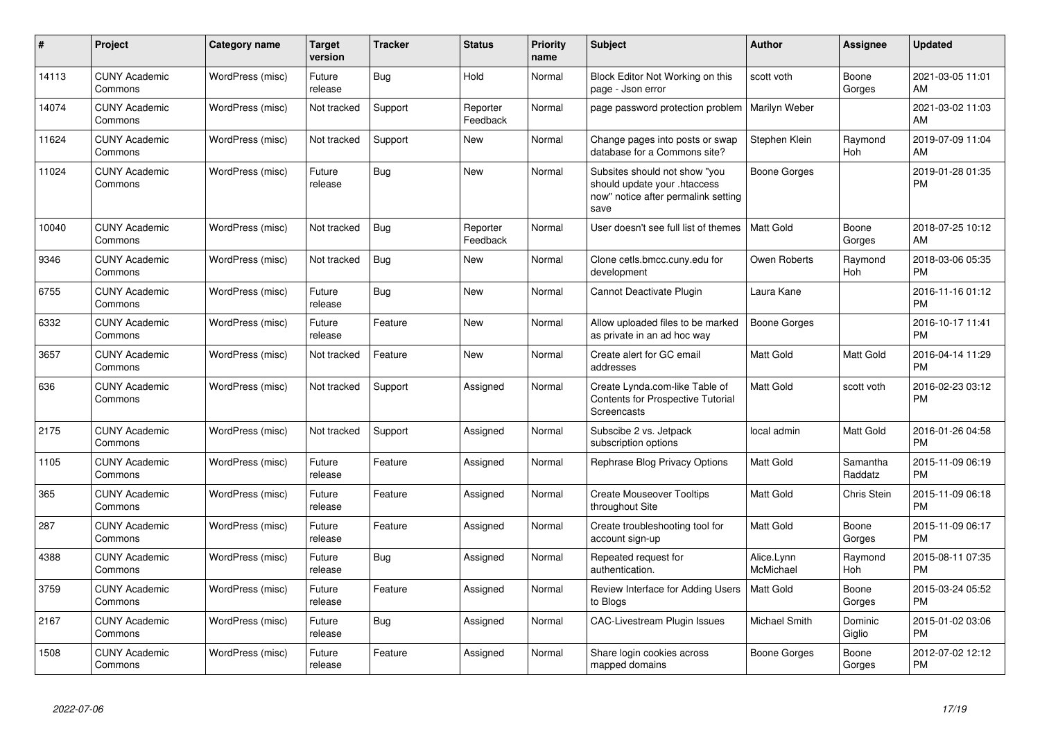| # | Project | Category name | Target version | Tracker | Status | Priority name | Subject | Author | Assignee | Updated |
|---|---|---|---|---|---|---|---|---|---|---|
| 14113 | CUNY Academic Commons | WordPress (misc) | Future release | Bug | Hold | Normal | Block Editor Not Working on this page - Json error | scott voth | Boone Gorges | 2021-03-05 11:01 AM |
| 14074 | CUNY Academic Commons | WordPress (misc) | Not tracked | Support | Reporter Feedback | Normal | page password protection problem | Marilyn Weber | | 2021-03-02 11:03 AM |
| 11624 | CUNY Academic Commons | WordPress (misc) | Not tracked | Support | New | Normal | Change pages into posts or swap database for a Commons site? | Stephen Klein | Raymond Hoh | 2019-07-09 11:04 AM |
| 11024 | CUNY Academic Commons | WordPress (misc) | Future release | Bug | New | Normal | Subsites should not show "you should update your .htaccess now" notice after permalink setting save | Boone Gorges | | 2019-01-28 01:35 PM |
| 10040 | CUNY Academic Commons | WordPress (misc) | Not tracked | Bug | Reporter Feedback | Normal | User doesn't see full list of themes | Matt Gold | Boone Gorges | 2018-07-25 10:12 AM |
| 9346 | CUNY Academic Commons | WordPress (misc) | Not tracked | Bug | New | Normal | Clone cetls.bmcc.cuny.edu for development | Owen Roberts | Raymond Hoh | 2018-03-06 05:35 PM |
| 6755 | CUNY Academic Commons | WordPress (misc) | Future release | Bug | New | Normal | Cannot Deactivate Plugin | Laura Kane | | 2016-11-16 01:12 PM |
| 6332 | CUNY Academic Commons | WordPress (misc) | Future release | Feature | New | Normal | Allow uploaded files to be marked as private in an ad hoc way | Boone Gorges | | 2016-10-17 11:41 PM |
| 3657 | CUNY Academic Commons | WordPress (misc) | Not tracked | Feature | New | Normal | Create alert for GC email addresses | Matt Gold | Matt Gold | 2016-04-14 11:29 PM |
| 636 | CUNY Academic Commons | WordPress (misc) | Not tracked | Support | Assigned | Normal | Create Lynda.com-like Table of Contents for Prospective Tutorial Screencasts | Matt Gold | scott voth | 2016-02-23 03:12 PM |
| 2175 | CUNY Academic Commons | WordPress (misc) | Not tracked | Support | Assigned | Normal | Subscibe 2 vs. Jetpack subscription options | local admin | Matt Gold | 2016-01-26 04:58 PM |
| 1105 | CUNY Academic Commons | WordPress (misc) | Future release | Feature | Assigned | Normal | Rephrase Blog Privacy Options | Matt Gold | Samantha Raddatz | 2015-11-09 06:19 PM |
| 365 | CUNY Academic Commons | WordPress (misc) | Future release | Feature | Assigned | Normal | Create Mouseover Tooltips throughout Site | Matt Gold | Chris Stein | 2015-11-09 06:18 PM |
| 287 | CUNY Academic Commons | WordPress (misc) | Future release | Feature | Assigned | Normal | Create troubleshooting tool for account sign-up | Matt Gold | Boone Gorges | 2015-11-09 06:17 PM |
| 4388 | CUNY Academic Commons | WordPress (misc) | Future release | Bug | Assigned | Normal | Repeated request for authentication. | Alice.Lynn McMichael | Raymond Hoh | 2015-08-11 07:35 PM |
| 3759 | CUNY Academic Commons | WordPress (misc) | Future release | Feature | Assigned | Normal | Review Interface for Adding Users to Blogs | Matt Gold | Boone Gorges | 2015-03-24 05:52 PM |
| 2167 | CUNY Academic Commons | WordPress (misc) | Future release | Bug | Assigned | Normal | CAC-Livestream Plugin Issues | Michael Smith | Dominic Giglio | 2015-01-02 03:06 PM |
| 1508 | CUNY Academic Commons | WordPress (misc) | Future release | Feature | Assigned | Normal | Share login cookies across mapped domains | Boone Gorges | Boone Gorges | 2012-07-02 12:12 PM |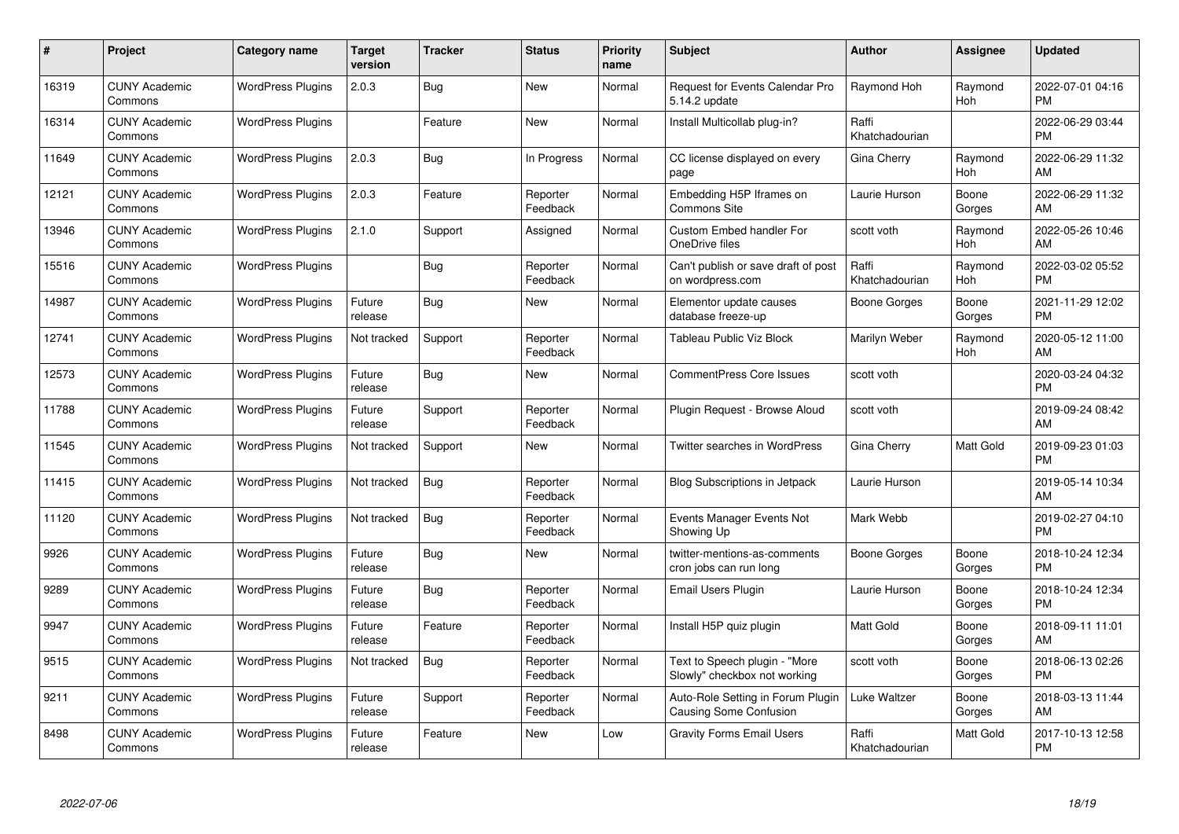| # | Project | Category name | Target version | Tracker | Status | Priority name | Subject | Author | Assignee | Updated |
|---|---|---|---|---|---|---|---|---|---|---|
| 16319 | CUNY Academic Commons | WordPress Plugins | 2.0.3 | Bug | New | Normal | Request for Events Calendar Pro 5.14.2 update | Raymond Hoh | Raymond Hoh | 2022-07-01 04:16 PM |
| 16314 | CUNY Academic Commons | WordPress Plugins | | Feature | New | Normal | Install Multicollab plug-in? | Raffi Khatchadourian | | 2022-06-29 03:44 PM |
| 11649 | CUNY Academic Commons | WordPress Plugins | 2.0.3 | Bug | In Progress | Normal | CC license displayed on every page | Gina Cherry | Raymond Hoh | 2022-06-29 11:32 AM |
| 12121 | CUNY Academic Commons | WordPress Plugins | 2.0.3 | Feature | Reporter Feedback | Normal | Embedding H5P Iframes on Commons Site | Laurie Hurson | Boone Gorges | 2022-06-29 11:32 AM |
| 13946 | CUNY Academic Commons | WordPress Plugins | 2.1.0 | Support | Assigned | Normal | Custom Embed handler For OneDrive files | scott voth | Raymond Hoh | 2022-05-26 10:46 AM |
| 15516 | CUNY Academic Commons | WordPress Plugins | | Bug | Reporter Feedback | Normal | Can't publish or save draft of post on wordpress.com | Raffi Khatchadourian | Raymond Hoh | 2022-03-02 05:52 PM |
| 14987 | CUNY Academic Commons | WordPress Plugins | Future release | Bug | New | Normal | Elementor update causes database freeze-up | Boone Gorges | Boone Gorges | 2021-11-29 12:02 PM |
| 12741 | CUNY Academic Commons | WordPress Plugins | Not tracked | Support | Reporter Feedback | Normal | Tableau Public Viz Block | Marilyn Weber | Raymond Hoh | 2020-05-12 11:00 AM |
| 12573 | CUNY Academic Commons | WordPress Plugins | Future release | Bug | New | Normal | CommentPress Core Issues | scott voth | | 2020-03-24 04:32 PM |
| 11788 | CUNY Academic Commons | WordPress Plugins | Future release | Support | Reporter Feedback | Normal | Plugin Request - Browse Aloud | scott voth | | 2019-09-24 08:42 AM |
| 11545 | CUNY Academic Commons | WordPress Plugins | Not tracked | Support | New | Normal | Twitter searches in WordPress | Gina Cherry | Matt Gold | 2019-09-23 01:03 PM |
| 11415 | CUNY Academic Commons | WordPress Plugins | Not tracked | Bug | Reporter Feedback | Normal | Blog Subscriptions in Jetpack | Laurie Hurson | | 2019-05-14 10:34 AM |
| 11120 | CUNY Academic Commons | WordPress Plugins | Not tracked | Bug | Reporter Feedback | Normal | Events Manager Events Not Showing Up | Mark Webb | | 2019-02-27 04:10 PM |
| 9926 | CUNY Academic Commons | WordPress Plugins | Future release | Bug | New | Normal | twitter-mentions-as-comments cron jobs can run long | Boone Gorges | Boone Gorges | 2018-10-24 12:34 PM |
| 9289 | CUNY Academic Commons | WordPress Plugins | Future release | Bug | Reporter Feedback | Normal | Email Users Plugin | Laurie Hurson | Boone Gorges | 2018-10-24 12:34 PM |
| 9947 | CUNY Academic Commons | WordPress Plugins | Future release | Feature | Reporter Feedback | Normal | Install H5P quiz plugin | Matt Gold | Boone Gorges | 2018-09-11 11:01 AM |
| 9515 | CUNY Academic Commons | WordPress Plugins | Not tracked | Bug | Reporter Feedback | Normal | Text to Speech plugin - "More Slowly" checkbox not working | scott voth | Boone Gorges | 2018-06-13 02:26 PM |
| 9211 | CUNY Academic Commons | WordPress Plugins | Future release | Support | Reporter Feedback | Normal | Auto-Role Setting in Forum Plugin Causing Some Confusion | Luke Waltzer | Boone Gorges | 2018-03-13 11:44 AM |
| 8498 | CUNY Academic Commons | WordPress Plugins | Future release | Feature | New | Low | Gravity Forms Email Users | Raffi Khatchadourian | Matt Gold | 2017-10-13 12:58 PM |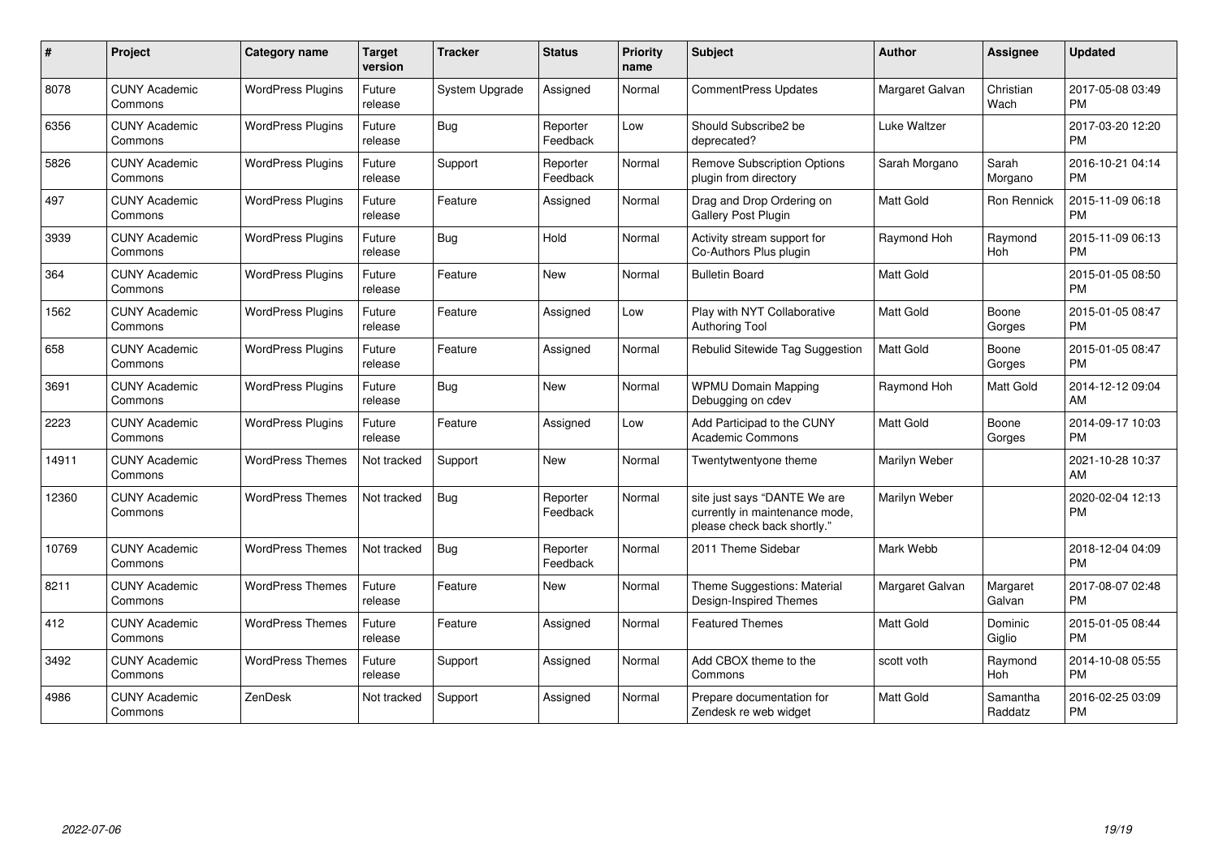| # | Project | Category name | Target version | Tracker | Status | Priority name | Subject | Author | Assignee | Updated |
|---|---|---|---|---|---|---|---|---|---|---|
| 8078 | CUNY Academic Commons | WordPress Plugins | Future release | System Upgrade | Assigned | Normal | CommentPress Updates | Margaret Galvan | Christian Wach | 2017-05-08 03:49 PM |
| 6356 | CUNY Academic Commons | WordPress Plugins | Future release | Bug | Reporter Feedback | Low | Should Subscribe2 be deprecated? | Luke Waltzer | | 2017-03-20 12:20 PM |
| 5826 | CUNY Academic Commons | WordPress Plugins | Future release | Support | Reporter Feedback | Normal | Remove Subscription Options plugin from directory | Sarah Morgano | Sarah Morgano | 2016-10-21 04:14 PM |
| 497 | CUNY Academic Commons | WordPress Plugins | Future release | Feature | Assigned | Normal | Drag and Drop Ordering on Gallery Post Plugin | Matt Gold | Ron Rennick | 2015-11-09 06:18 PM |
| 3939 | CUNY Academic Commons | WordPress Plugins | Future release | Bug | Hold | Normal | Activity stream support for Co-Authors Plus plugin | Raymond Hoh | Raymond Hoh | 2015-11-09 06:13 PM |
| 364 | CUNY Academic Commons | WordPress Plugins | Future release | Feature | New | Normal | Bulletin Board | Matt Gold | | 2015-01-05 08:50 PM |
| 1562 | CUNY Academic Commons | WordPress Plugins | Future release | Feature | Assigned | Low | Play with NYT Collaborative Authoring Tool | Matt Gold | Boone Gorges | 2015-01-05 08:47 PM |
| 658 | CUNY Academic Commons | WordPress Plugins | Future release | Feature | Assigned | Normal | Rebulid Sitewide Tag Suggestion | Matt Gold | Boone Gorges | 2015-01-05 08:47 PM |
| 3691 | CUNY Academic Commons | WordPress Plugins | Future release | Bug | New | Normal | WPMU Domain Mapping Debugging on cdev | Raymond Hoh | Matt Gold | 2014-12-12 09:04 AM |
| 2223 | CUNY Academic Commons | WordPress Plugins | Future release | Feature | Assigned | Low | Add Participad to the CUNY Academic Commons | Matt Gold | Boone Gorges | 2014-09-17 10:03 PM |
| 14911 | CUNY Academic Commons | WordPress Themes | Not tracked | Support | New | Normal | Twentytwentyone theme | Marilyn Weber | | 2021-10-28 10:37 AM |
| 12360 | CUNY Academic Commons | WordPress Themes | Not tracked | Bug | Reporter Feedback | Normal | site just says "DANTE We are currently in maintenance mode, please check back shortly." | Marilyn Weber | | 2020-02-04 12:13 PM |
| 10769 | CUNY Academic Commons | WordPress Themes | Not tracked | Bug | Reporter Feedback | Normal | 2011 Theme Sidebar | Mark Webb | | 2018-12-04 04:09 PM |
| 8211 | CUNY Academic Commons | WordPress Themes | Future release | Feature | New | Normal | Theme Suggestions: Material Design-Inspired Themes | Margaret Galvan | Margaret Galvan | 2017-08-07 02:48 PM |
| 412 | CUNY Academic Commons | WordPress Themes | Future release | Feature | Assigned | Normal | Featured Themes | Matt Gold | Dominic Giglio | 2015-01-05 08:44 PM |
| 3492 | CUNY Academic Commons | WordPress Themes | Future release | Support | Assigned | Normal | Add CBOX theme to the Commons | scott voth | Raymond Hoh | 2014-10-08 05:55 PM |
| 4986 | CUNY Academic Commons | ZenDesk | Not tracked | Support | Assigned | Normal | Prepare documentation for Zendesk re web widget | Matt Gold | Samantha Raddatz | 2016-02-25 03:09 PM |